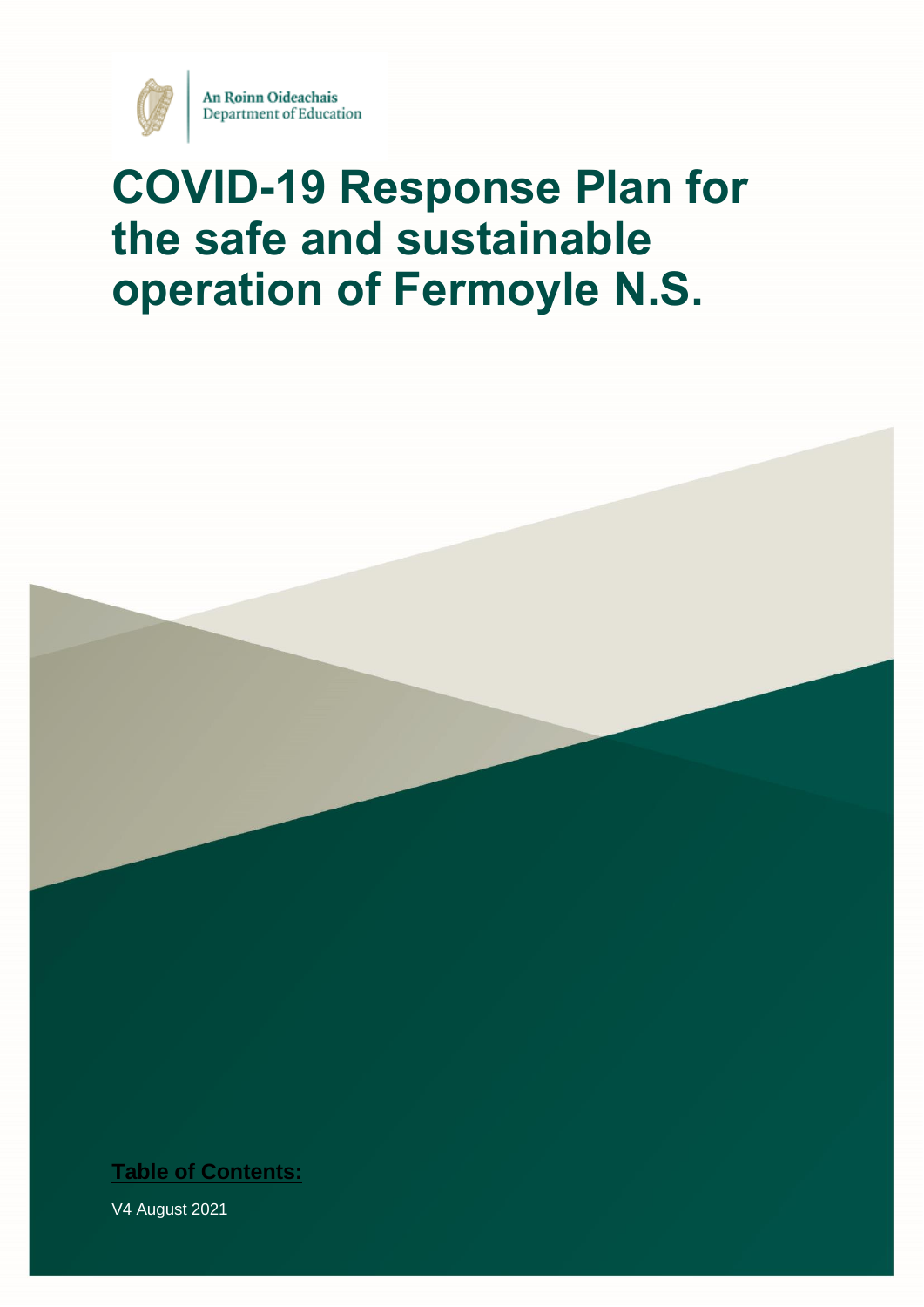An Roinn Oideachais
Department of Education

# COVID-19 Response Plan for the safe and sustainable operation of Fermoyle N.S.

**Table of Contents:**

V4 August 2021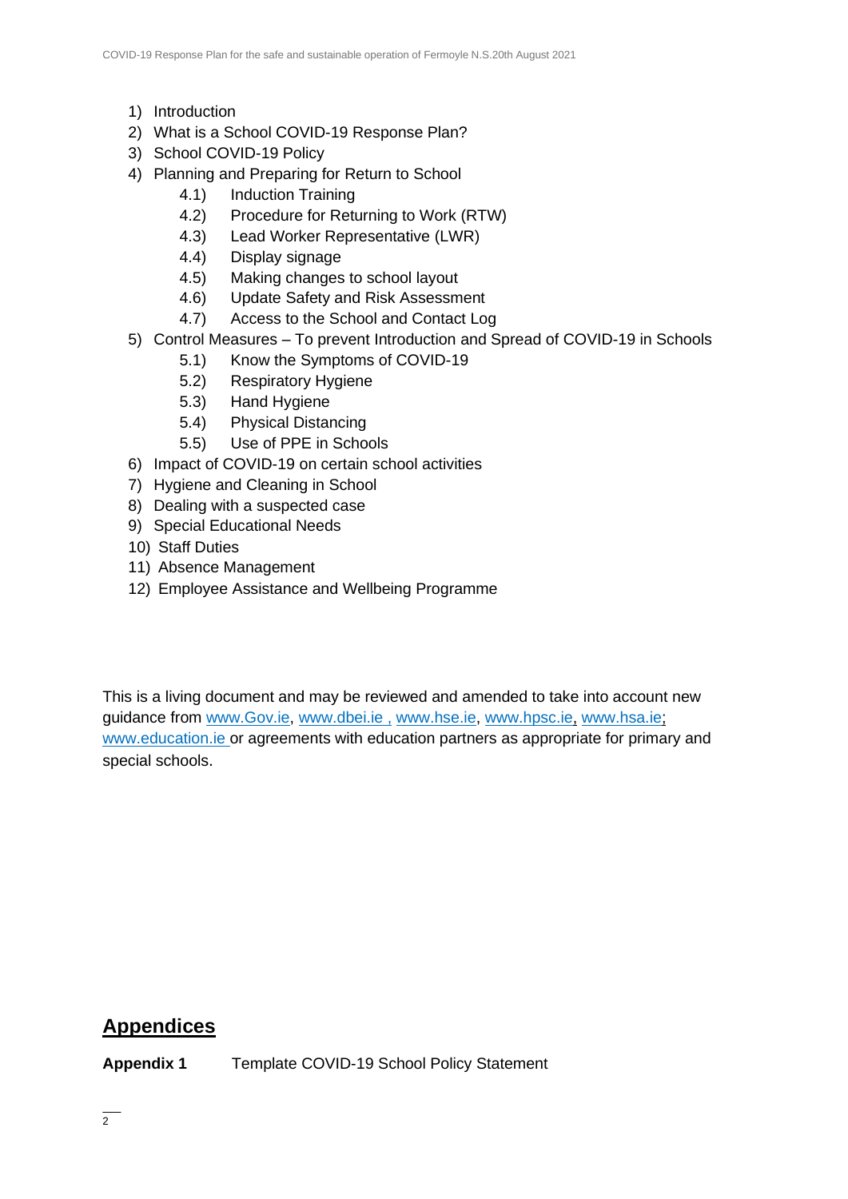1) Introduction
2) What is a School COVID-19 Response Plan?
3) School COVID-19 Policy
4) Planning and Preparing for Return to School
   - 4.1) Induction Training
   - 4.2) Procedure for Returning to Work (RTW)
   - 4.3) Lead Worker Representative (LWR)
   - 4.4) Display signage
   - 4.5) Making changes to school layout
   - 4.6) Update Safety and Risk Assessment
   - 4.7) Access to the School and Contact Log
5) Control Measures – To prevent Introduction and Spread of COVID-19 in Schools
   - 5.1) Know the Symptoms of COVID-19
   - 5.2) Respiratory Hygiene
   - 5.3) Hand Hygiene
   - 5.4) Physical Distancing
   - 5.5) Use of PPE in Schools
6) Impact of COVID-19 on certain school activities
7) Hygiene and Cleaning in School
8) Dealing with a suspected case
9) Special Educational Needs
10) Staff Duties
11) Absence Management
12) Employee Assistance and Wellbeing Programme

This is a living document and may be reviewed and amended to take into account new guidance from www.Gov.ie, www.dbei.ie , www.hse.ie, www.hpsc.ie, www.hsa.ie; www.education.ie or agreements with education partners as appropriate for primary and special schools.

## Appendices

**Appendix 1** Template COVID-19 School Policy Statement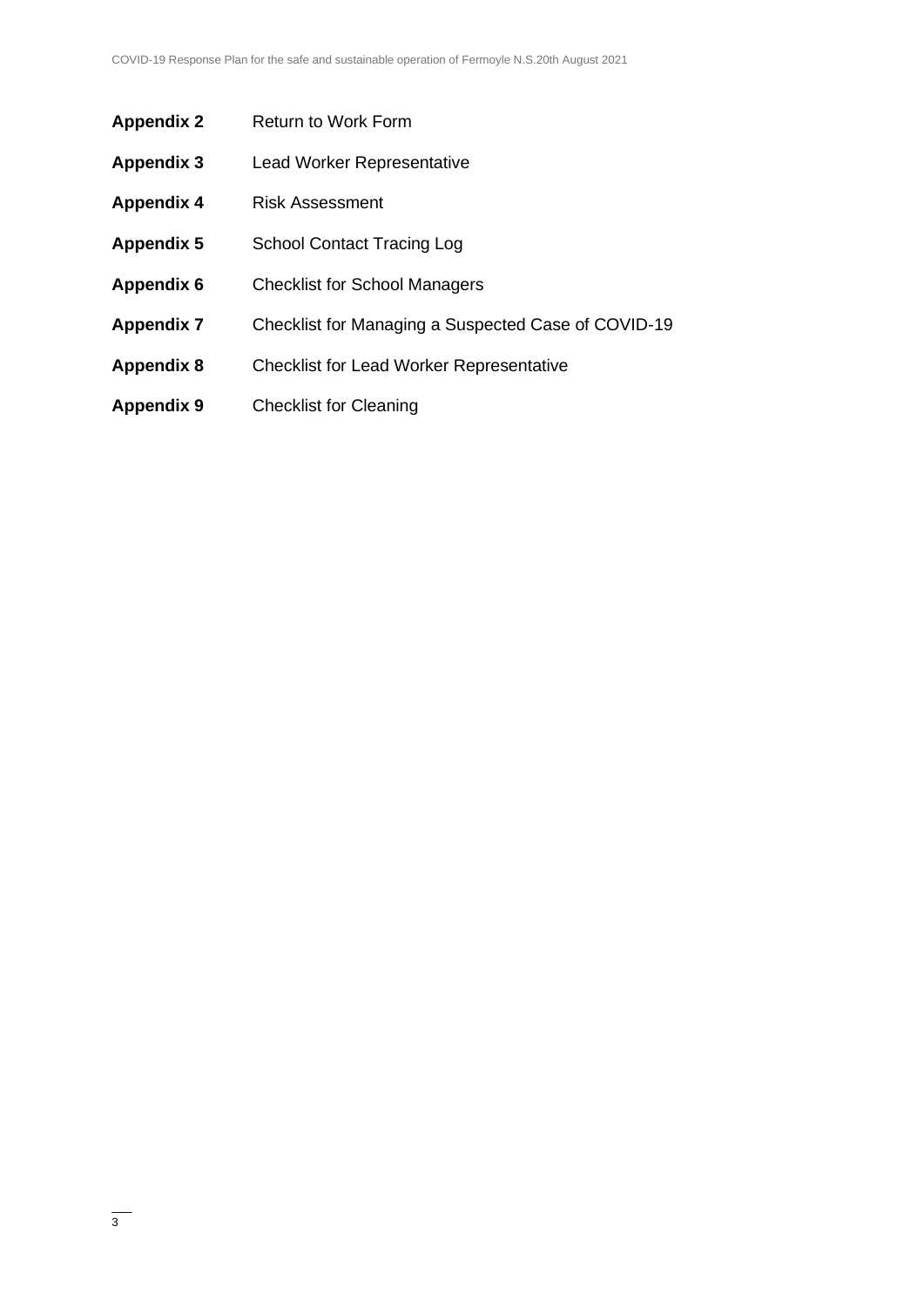**Appendix 2** Return to Work Form

**Appendix 3** Lead Worker Representative

**Appendix 4** Risk Assessment

**Appendix 5** School Contact Tracing Log

**Appendix 6** Checklist for School Managers

**Appendix 7** Checklist for Managing a Suspected Case of COVID-19

**Appendix 8** Checklist for Lead Worker Representative

**Appendix 9** Checklist for Cleaning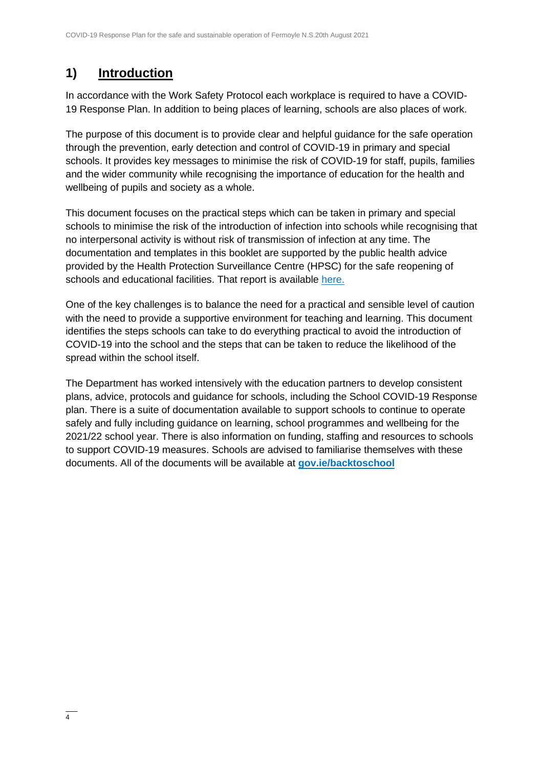## 1) Introduction

In accordance with the Work Safety Protocol each workplace is required to have a COVID-19 Response Plan. In addition to being places of learning, schools are also places of work.

The purpose of this document is to provide clear and helpful guidance for the safe operation through the prevention, early detection and control of COVID-19 in primary and special schools. It provides key messages to minimise the risk of COVID-19 for staff, pupils, families and the wider community while recognising the importance of education for the health and wellbeing of pupils and society as a whole.

This document focuses on the practical steps which can be taken in primary and special schools to minimise the risk of the introduction of infection into schools while recognising that no interpersonal activity is without risk of transmission of infection at any time. The documentation and templates in this booklet are supported by the public health advice provided by the Health Protection Surveillance Centre (HPSC) for the safe reopening of schools and educational facilities. That report is available here.

One of the key challenges is to balance the need for a practical and sensible level of caution with the need to provide a supportive environment for teaching and learning. This document identifies the steps schools can take to do everything practical to avoid the introduction of COVID-19 into the school and the steps that can be taken to reduce the likelihood of the spread within the school itself.

The Department has worked intensively with the education partners to develop consistent plans, advice, protocols and guidance for schools, including the School COVID-19 Response plan. There is a suite of documentation available to support schools to continue to operate safely and fully including guidance on learning, school programmes and wellbeing for the 2021/22 school year. There is also information on funding, staffing and resources to schools to support COVID-19 measures. Schools are advised to familiarise themselves with these documents. All of the documents will be available at **gov.ie/backtoschool**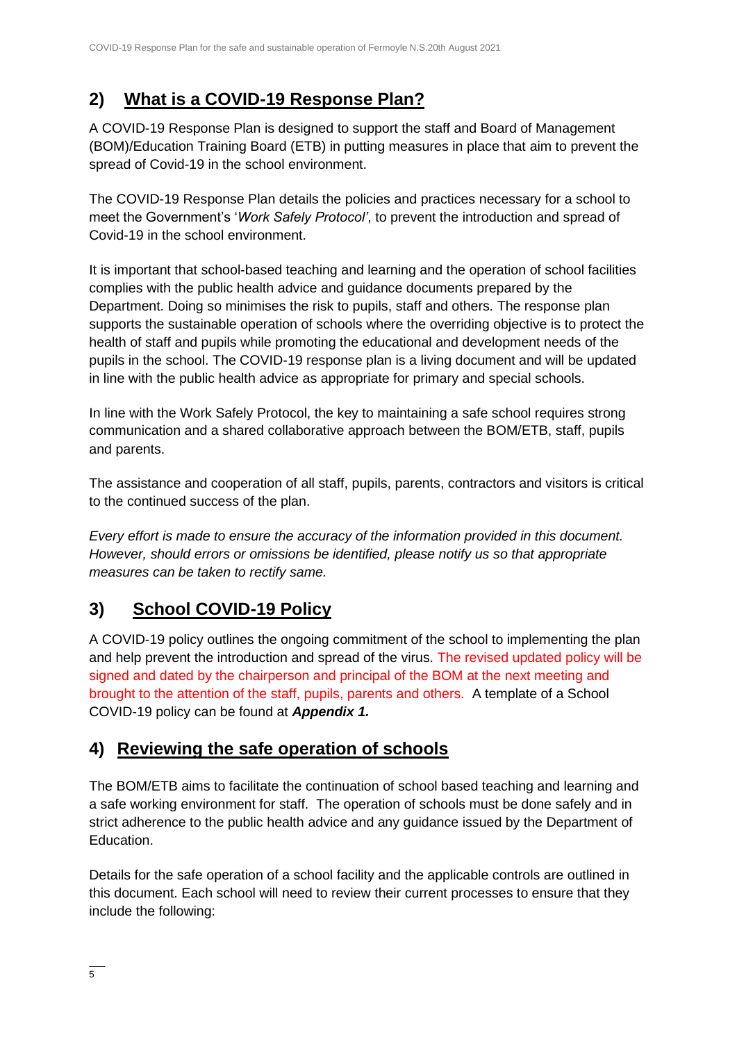## 2) What is a COVID-19 Response Plan?

A COVID-19 Response Plan is designed to support the staff and Board of Management (BOM)/Education Training Board (ETB) in putting measures in place that aim to prevent the spread of Covid-19 in the school environment.

The COVID-19 Response Plan details the policies and practices necessary for a school to meet the Government's '*Work Safely Protocol'*, to prevent the introduction and spread of Covid-19 in the school environment.

It is important that school-based teaching and learning and the operation of school facilities complies with the public health advice and guidance documents prepared by the Department. Doing so minimises the risk to pupils, staff and others. The response plan supports the sustainable operation of schools where the overriding objective is to protect the health of staff and pupils while promoting the educational and development needs of the pupils in the school. The COVID-19 response plan is a living document and will be updated in line with the public health advice as appropriate for primary and special schools.

In line with the Work Safely Protocol, the key to maintaining a safe school requires strong communication and a shared collaborative approach between the BOM/ETB, staff, pupils and parents.

The assistance and cooperation of all staff, pupils, parents, contractors and visitors is critical to the continued success of the plan.

*Every effort is made to ensure the accuracy of the information provided in this document. However, should errors or omissions be identified, please notify us so that appropriate measures can be taken to rectify same.*

## 3) School COVID-19 Policy

A COVID-19 policy outlines the ongoing commitment of the school to implementing the plan and help prevent the introduction and spread of the virus. The revised updated policy will be signed and dated by the chairperson and principal of the BOM at the next meeting and brought to the attention of the staff, pupils, parents and others. A template of a School COVID-19 policy can be found at ***Appendix 1.***

## 4) Reviewing the safe operation of schools

The BOM/ETB aims to facilitate the continuation of school based teaching and learning and a safe working environment for staff. The operation of schools must be done safely and in strict adherence to the public health advice and any guidance issued by the Department of Education.

Details for the safe operation of a school facility and the applicable controls are outlined in this document. Each school will need to review their current processes to ensure that they include the following: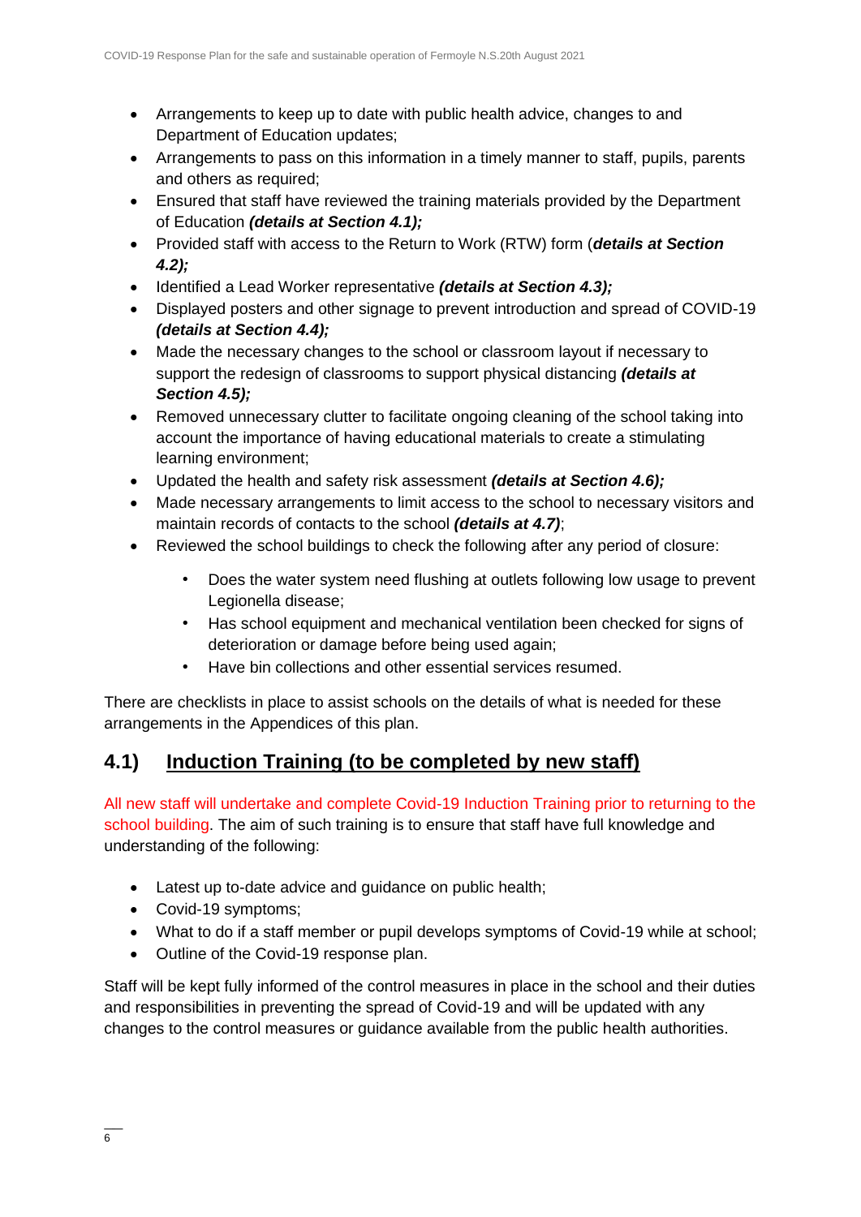- Arrangements to keep up to date with public health advice, changes to and Department of Education updates;
- Arrangements to pass on this information in a timely manner to staff, pupils, parents and others as required;
- Ensured that staff have reviewed the training materials provided by the Department of Education ***(details at Section 4.1);***
- Provided staff with access to the Return to Work (RTW) form (***details at Section 4.2);***
- Identified a Lead Worker representative ***(details at Section 4.3);***
- Displayed posters and other signage to prevent introduction and spread of COVID-19 ***(details at Section 4.4);***
- Made the necessary changes to the school or classroom layout if necessary to support the redesign of classrooms to support physical distancing ***(details at Section 4.5);***
- Removed unnecessary clutter to facilitate ongoing cleaning of the school taking into account the importance of having educational materials to create a stimulating learning environment;
- Updated the health and safety risk assessment ***(details at Section 4.6);***
- Made necessary arrangements to limit access to the school to necessary visitors and maintain records of contacts to the school ***(details at 4.7)***;
- Reviewed the school buildings to check the following after any period of closure:
    - Does the water system need flushing at outlets following low usage to prevent Legionella disease;
    - Has school equipment and mechanical ventilation been checked for signs of deterioration or damage before being used again;
    - Have bin collections and other essential services resumed.

There are checklists in place to assist schools on the details of what is needed for these arrangements in the Appendices of this plan.

## 4.1) Induction Training (to be completed by new staff)

All new staff will undertake and complete Covid-19 Induction Training prior to returning to the school building. The aim of such training is to ensure that staff have full knowledge and understanding of the following:

- Latest up to-date advice and guidance on public health;
- Covid-19 symptoms;
- What to do if a staff member or pupil develops symptoms of Covid-19 while at school;
- Outline of the Covid-19 response plan.

Staff will be kept fully informed of the control measures in place in the school and their duties and responsibilities in preventing the spread of Covid-19 and will be updated with any changes to the control measures or guidance available from the public health authorities.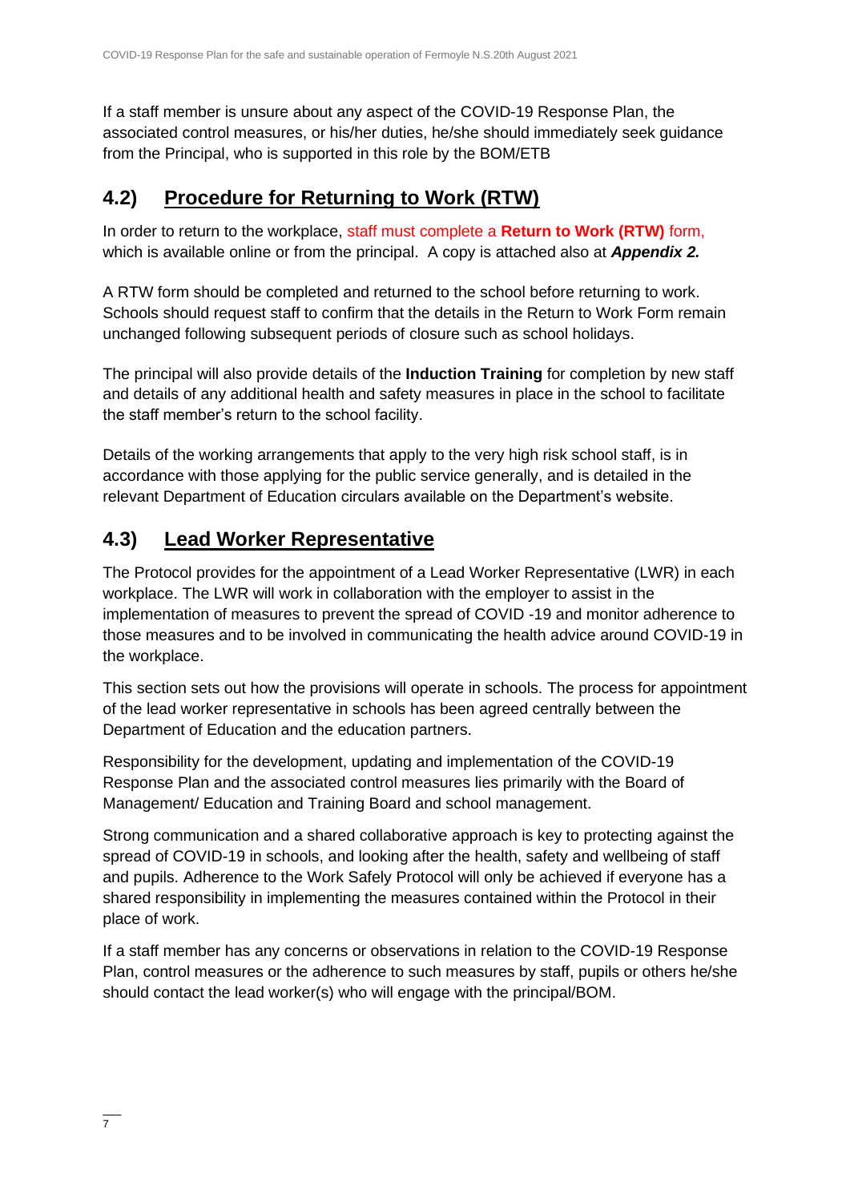If a staff member is unsure about any aspect of the COVID-19 Response Plan, the associated control measures, or his/her duties, he/she should immediately seek guidance from the Principal, who is supported in this role by the BOM/ETB

## 4.2) Procedure for Returning to Work (RTW)

In order to return to the workplace, staff must complete a **Return to Work (RTW)** form, which is available online or from the principal. A copy is attached also at ***Appendix 2.***

A RTW form should be completed and returned to the school before returning to work. Schools should request staff to confirm that the details in the Return to Work Form remain unchanged following subsequent periods of closure such as school holidays.

The principal will also provide details of the **Induction Training** for completion by new staff and details of any additional health and safety measures in place in the school to facilitate the staff member's return to the school facility.

Details of the working arrangements that apply to the very high risk school staff, is in accordance with those applying for the public service generally, and is detailed in the relevant Department of Education circulars available on the Department's website.

## 4.3) Lead Worker Representative

The Protocol provides for the appointment of a Lead Worker Representative (LWR) in each workplace. The LWR will work in collaboration with the employer to assist in the implementation of measures to prevent the spread of COVID -19 and monitor adherence to those measures and to be involved in communicating the health advice around COVID-19 in the workplace.

This section sets out how the provisions will operate in schools. The process for appointment of the lead worker representative in schools has been agreed centrally between the Department of Education and the education partners.

Responsibility for the development, updating and implementation of the COVID-19 Response Plan and the associated control measures lies primarily with the Board of Management/ Education and Training Board and school management.

Strong communication and a shared collaborative approach is key to protecting against the spread of COVID-19 in schools, and looking after the health, safety and wellbeing of staff and pupils. Adherence to the Work Safely Protocol will only be achieved if everyone has a shared responsibility in implementing the measures contained within the Protocol in their place of work.

If a staff member has any concerns or observations in relation to the COVID-19 Response Plan, control measures or the adherence to such measures by staff, pupils or others he/she should contact the lead worker(s) who will engage with the principal/BOM.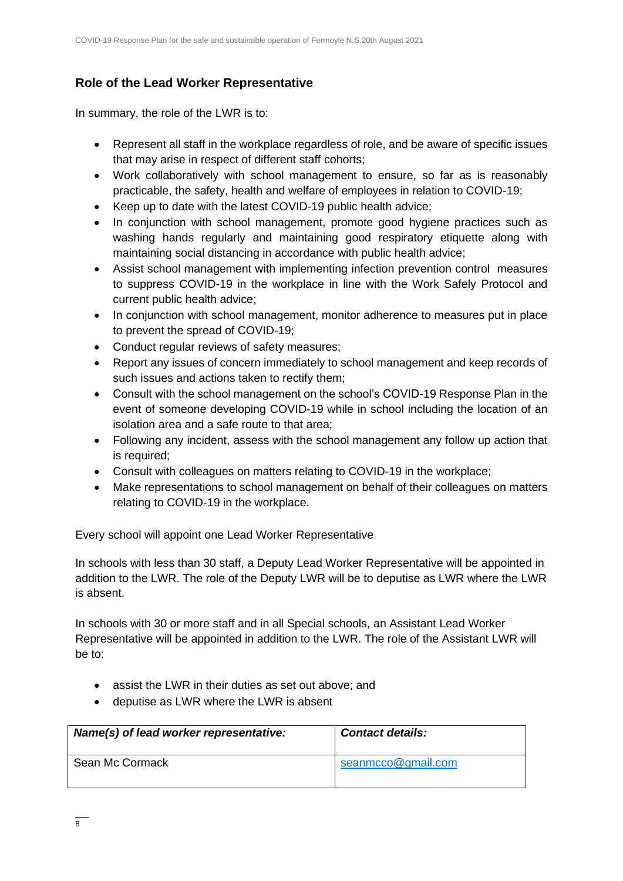## Role of the Lead Worker Representative

In summary, the role of the LWR is to:

- Represent all staff in the workplace regardless of role, and be aware of specific issues that may arise in respect of different staff cohorts;
- Work collaboratively with school management to ensure, so far as is reasonably practicable, the safety, health and welfare of employees in relation to COVID-19;
- Keep up to date with the latest COVID-19 public health advice;
- In conjunction with school management, promote good hygiene practices such as washing hands regularly and maintaining good respiratory etiquette along with maintaining social distancing in accordance with public health advice;
- Assist school management with implementing infection prevention control measures to suppress COVID-19 in the workplace in line with the Work Safely Protocol and current public health advice;
- In conjunction with school management, monitor adherence to measures put in place to prevent the spread of COVID-19;
- Conduct regular reviews of safety measures;
- Report any issues of concern immediately to school management and keep records of such issues and actions taken to rectify them;
- Consult with the school management on the school's COVID-19 Response Plan in the event of someone developing COVID-19 while in school including the location of an isolation area and a safe route to that area;
- Following any incident, assess with the school management any follow up action that is required;
- Consult with colleagues on matters relating to COVID-19 in the workplace;
- Make representations to school management on behalf of their colleagues on matters relating to COVID-19 in the workplace.

Every school will appoint one Lead Worker Representative

In schools with less than 30 staff, a Deputy Lead Worker Representative will be appointed in addition to the LWR. The role of the Deputy LWR will be to deputise as LWR where the LWR is absent.

In schools with 30 or more staff and in all Special schools, an Assistant Lead Worker Representative will be appointed in addition to the LWR. The role of the Assistant LWR will be to:

- assist the LWR in their duties as set out above; and
- deputise as LWR where the LWR is absent

| ***Name(s) of lead worker representative:*** | ***Contact details:*** |
|---|---|
| Sean Mc Cormack | seanmcco@gmail.com |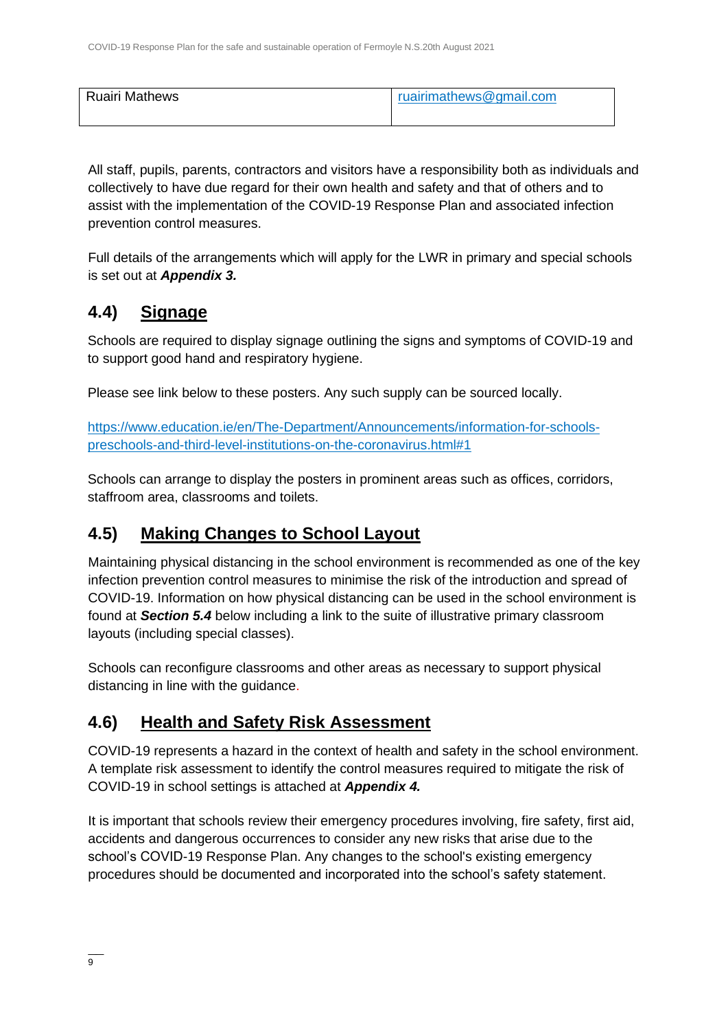| | |
|---|---|
| Ruairi Mathews | ruairimathews@gmail.com |

All staff, pupils, parents, contractors and visitors have a responsibility both as individuals and collectively to have due regard for their own health and safety and that of others and to assist with the implementation of the COVID-19 Response Plan and associated infection prevention control measures.

Full details of the arrangements which will apply for the LWR in primary and special schools is set out at ***Appendix 3.***

## 4.4) Signage

Schools are required to display signage outlining the signs and symptoms of COVID-19 and to support good hand and respiratory hygiene.

Please see link below to these posters. Any such supply can be sourced locally.

https://www.education.ie/en/The-Department/Announcements/information-for-schools-preschools-and-third-level-institutions-on-the-coronavirus.html#1

Schools can arrange to display the posters in prominent areas such as offices, corridors, staffroom area, classrooms and toilets.

## 4.5) Making Changes to School Layout

Maintaining physical distancing in the school environment is recommended as one of the key infection prevention control measures to minimise the risk of the introduction and spread of COVID-19. Information on how physical distancing can be used in the school environment is found at ***Section 5.4*** below including a link to the suite of illustrative primary classroom layouts (including special classes).

Schools can reconfigure classrooms and other areas as necessary to support physical distancing in line with the guidance.

## 4.6) Health and Safety Risk Assessment

COVID-19 represents a hazard in the context of health and safety in the school environment. A template risk assessment to identify the control measures required to mitigate the risk of COVID-19 in school settings is attached at ***Appendix 4.***

It is important that schools review their emergency procedures involving, fire safety, first aid, accidents and dangerous occurrences to consider any new risks that arise due to the school's COVID-19 Response Plan. Any changes to the school's existing emergency procedures should be documented and incorporated into the school's safety statement.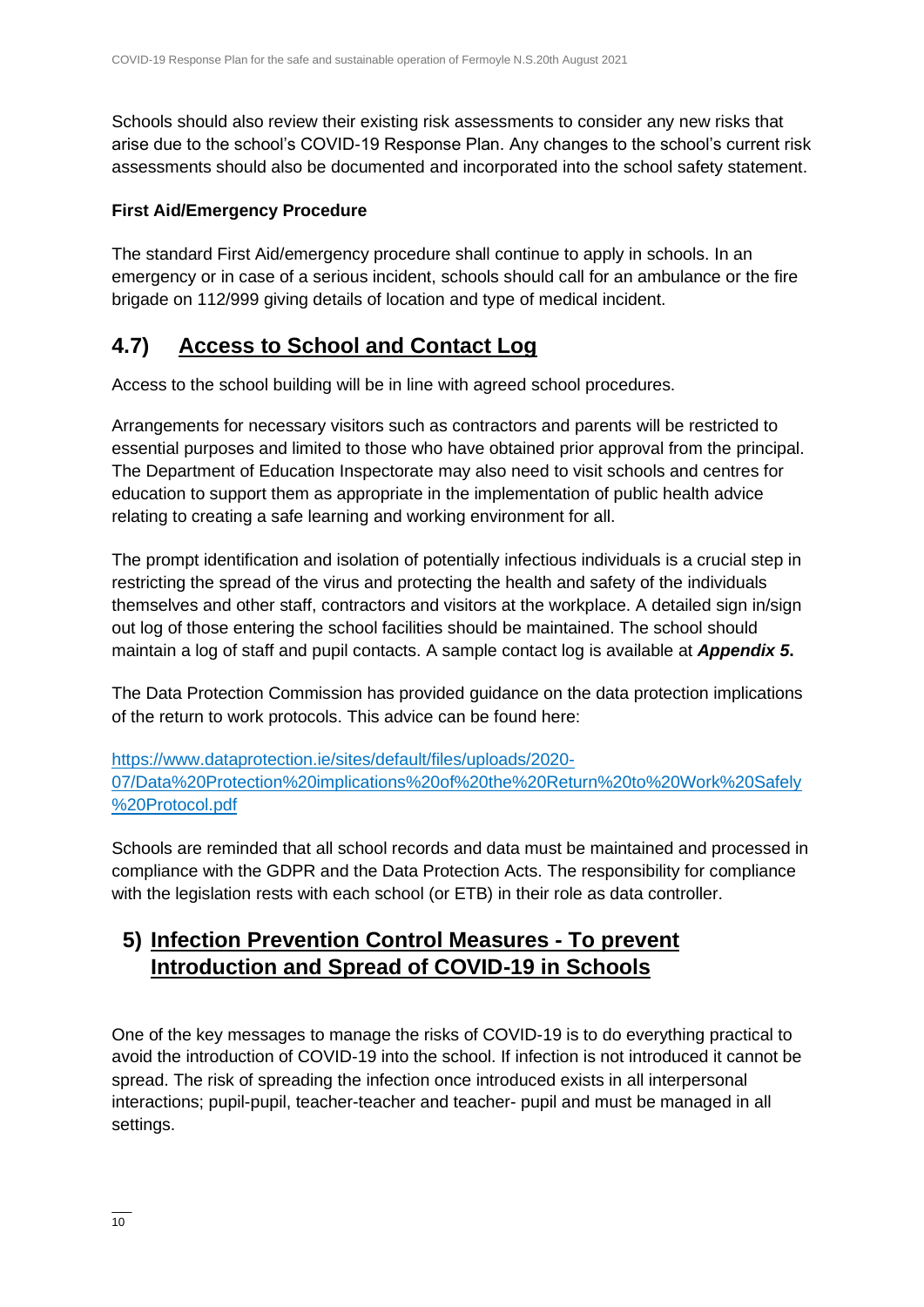Schools should also review their existing risk assessments to consider any new risks that arise due to the school's COVID-19 Response Plan. Any changes to the school's current risk assessments should also be documented and incorporated into the school safety statement.

**First Aid/Emergency Procedure**

The standard First Aid/emergency procedure shall continue to apply in schools. In an emergency or in case of a serious incident, schools should call for an ambulance or the fire brigade on 112/999 giving details of location and type of medical incident.

## 4.7) Access to School and Contact Log

Access to the school building will be in line with agreed school procedures.

Arrangements for necessary visitors such as contractors and parents will be restricted to essential purposes and limited to those who have obtained prior approval from the principal. The Department of Education Inspectorate may also need to visit schools and centres for education to support them as appropriate in the implementation of public health advice relating to creating a safe learning and working environment for all.

The prompt identification and isolation of potentially infectious individuals is a crucial step in restricting the spread of the virus and protecting the health and safety of the individuals themselves and other staff, contractors and visitors at the workplace. A detailed sign in/sign out log of those entering the school facilities should be maintained. The school should maintain a log of staff and pupil contacts. A sample contact log is available at ***Appendix 5*.**

The Data Protection Commission has provided guidance on the data protection implications of the return to work protocols. This advice can be found here:

[https://www.dataprotection.ie/sites/default/files/uploads/2020-07/Data%20Protection%20implications%20of%20the%20Return%20to%20Work%20Safely%20Protocol.pdf](https://www.dataprotection.ie/sites/default/files/uploads/2020-07/Data%20Protection%20implications%20of%20the%20Return%20to%20Work%20Safely%20Protocol.pdf)

Schools are reminded that all school records and data must be maintained and processed in compliance with the GDPR and the Data Protection Acts. The responsibility for compliance with the legislation rests with each school (or ETB) in their role as data controller.

# 5) Infection Prevention Control Measures - To prevent Introduction and Spread of COVID-19 in Schools

One of the key messages to manage the risks of COVID-19 is to do everything practical to avoid the introduction of COVID-19 into the school. If infection is not introduced it cannot be spread. The risk of spreading the infection once introduced exists in all interpersonal interactions; pupil-pupil, teacher-teacher and teacher- pupil and must be managed in all settings.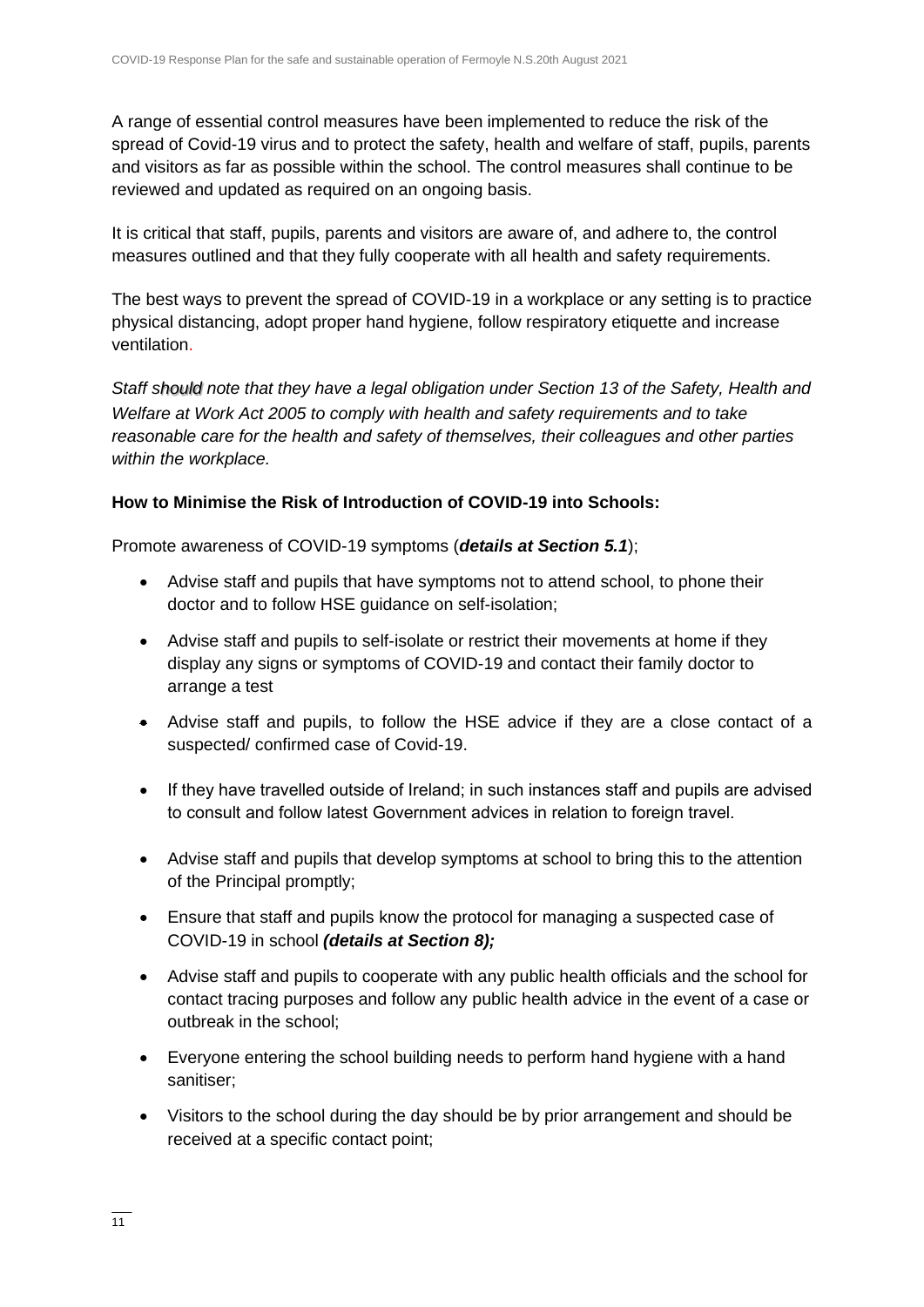A range of essential control measures have been implemented to reduce the risk of the spread of Covid-19 virus and to protect the safety, health and welfare of staff, pupils, parents and visitors as far as possible within the school. The control measures shall continue to be reviewed and updated as required on an ongoing basis.

It is critical that staff, pupils, parents and visitors are aware of, and adhere to, the control measures outlined and that they fully cooperate with all health and safety requirements.

The best ways to prevent the spread of COVID-19 in a workplace or any setting is to practice physical distancing, adopt proper hand hygiene, follow respiratory etiquette and increase ventilation.

*Staff should note that they have a legal obligation under Section 13 of the Safety, Health and Welfare at Work Act 2005 to comply with health and safety requirements and to take reasonable care for the health and safety of themselves, their colleagues and other parties within the workplace.*

**How to Minimise the Risk of Introduction of COVID-19 into Schools:**

Promote awareness of COVID-19 symptoms (***details at Section 5.1***);

- Advise staff and pupils that have symptoms not to attend school, to phone their doctor and to follow HSE guidance on self-isolation;
- Advise staff and pupils to self-isolate or restrict their movements at home if they display any signs or symptoms of COVID-19 and contact their family doctor to arrange a test
- Advise staff and pupils, to follow the HSE advice if they are a close contact of a suspected/ confirmed case of Covid-19.
- If they have travelled outside of Ireland; in such instances staff and pupils are advised to consult and follow latest Government advices in relation to foreign travel.
- Advise staff and pupils that develop symptoms at school to bring this to the attention of the Principal promptly;
- Ensure that staff and pupils know the protocol for managing a suspected case of COVID-19 in school ***(details at Section 8);***
- Advise staff and pupils to cooperate with any public health officials and the school for contact tracing purposes and follow any public health advice in the event of a case or outbreak in the school;
- Everyone entering the school building needs to perform hand hygiene with a hand sanitiser;
- Visitors to the school during the day should be by prior arrangement and should be received at a specific contact point;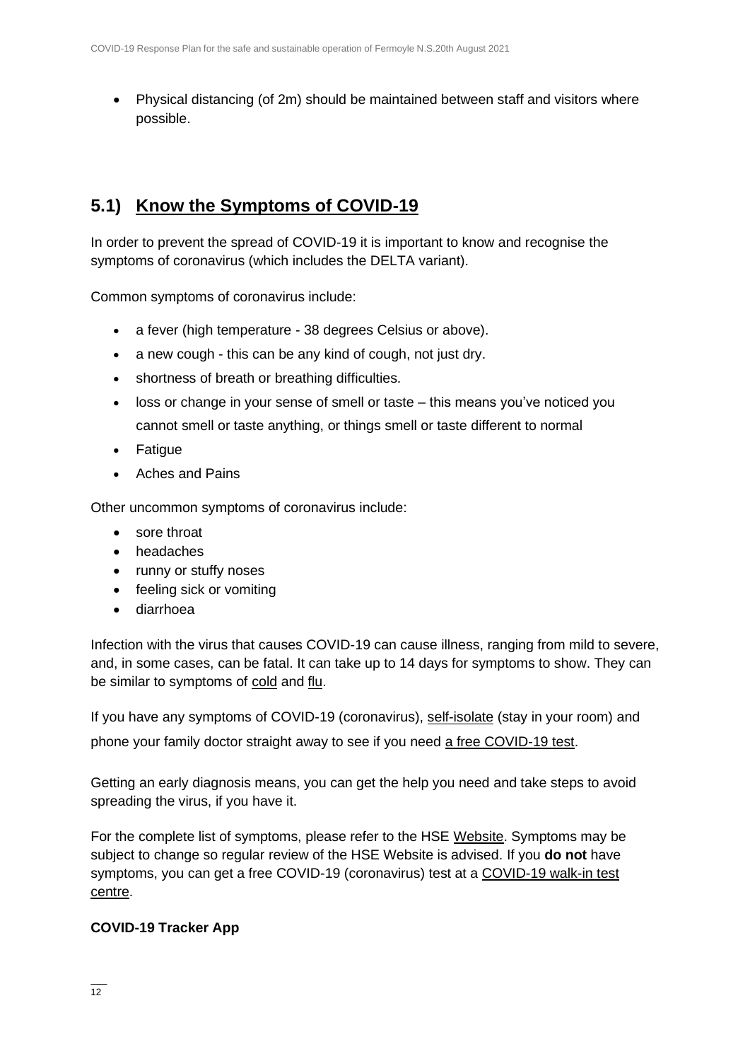- Physical distancing (of 2m) should be maintained between staff and visitors where possible.

## 5.1) Know the Symptoms of COVID-19

In order to prevent the spread of COVID-19 it is important to know and recognise the symptoms of coronavirus (which includes the DELTA variant).

Common symptoms of coronavirus include:

- a fever (high temperature - 38 degrees Celsius or above).
- a new cough - this can be any kind of cough, not just dry.
- shortness of breath or breathing difficulties.
- loss or change in your sense of smell or taste – this means you've noticed you cannot smell or taste anything, or things smell or taste different to normal
- Fatigue
- Aches and Pains

Other uncommon symptoms of coronavirus include:

- sore throat
- headaches
- runny or stuffy noses
- feeling sick or vomiting
- diarrhoea

Infection with the virus that causes COVID-19 can cause illness, ranging from mild to severe, and, in some cases, can be fatal. It can take up to 14 days for symptoms to show. They can be similar to symptoms of cold and flu.

If you have any symptoms of COVID-19 (coronavirus), self-isolate (stay in your room) and phone your family doctor straight away to see if you need a free COVID-19 test.

Getting an early diagnosis means, you can get the help you need and take steps to avoid spreading the virus, if you have it.

For the complete list of symptoms, please refer to the HSE Website. Symptoms may be subject to change so regular review of the HSE Website is advised. If you **do not** have symptoms, you can get a free COVID-19 (coronavirus) test at a COVID-19 walk-in test centre.

**COVID-19 Tracker App**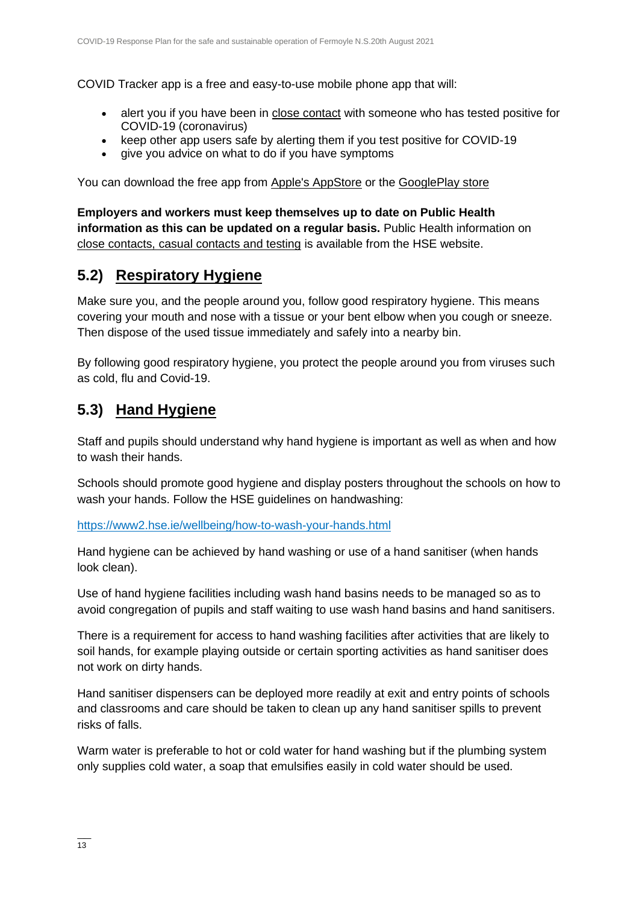COVID Tracker app is a free and easy-to-use mobile phone app that will:

- alert you if you have been in close contact with someone who has tested positive for COVID-19 (coronavirus)
- keep other app users safe by alerting them if you test positive for COVID-19
- give you advice on what to do if you have symptoms

You can download the free app from Apple's AppStore or the GooglePlay store

**Employers and workers must keep themselves up to date on Public Health information as this can be updated on a regular basis.** Public Health information on close contacts, casual contacts and testing is available from the HSE website.

## 5.2) Respiratory Hygiene

Make sure you, and the people around you, follow good respiratory hygiene. This means covering your mouth and nose with a tissue or your bent elbow when you cough or sneeze. Then dispose of the used tissue immediately and safely into a nearby bin.

By following good respiratory hygiene, you protect the people around you from viruses such as cold, flu and Covid-19.

## 5.3) Hand Hygiene

Staff and pupils should understand why hand hygiene is important as well as when and how to wash their hands.

Schools should promote good hygiene and display posters throughout the schools on how to wash your hands. Follow the HSE guidelines on handwashing:

https://www2.hse.ie/wellbeing/how-to-wash-your-hands.html

Hand hygiene can be achieved by hand washing or use of a hand sanitiser (when hands look clean).

Use of hand hygiene facilities including wash hand basins needs to be managed so as to avoid congregation of pupils and staff waiting to use wash hand basins and hand sanitisers.

There is a requirement for access to hand washing facilities after activities that are likely to soil hands, for example playing outside or certain sporting activities as hand sanitiser does not work on dirty hands.

Hand sanitiser dispensers can be deployed more readily at exit and entry points of schools and classrooms and care should be taken to clean up any hand sanitiser spills to prevent risks of falls.

Warm water is preferable to hot or cold water for hand washing but if the plumbing system only supplies cold water, a soap that emulsifies easily in cold water should be used.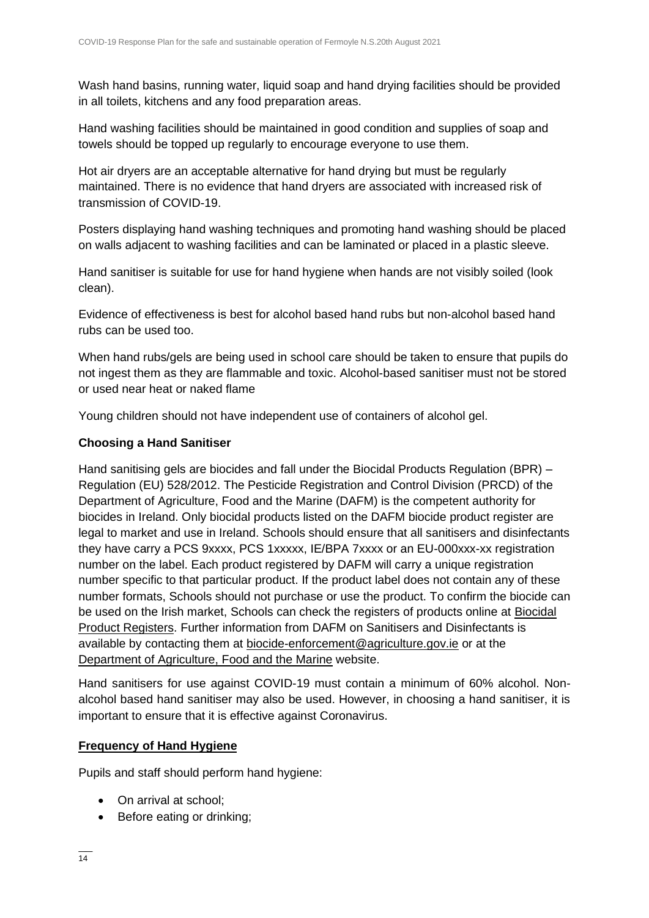Wash hand basins, running water, liquid soap and hand drying facilities should be provided in all toilets, kitchens and any food preparation areas.

Hand washing facilities should be maintained in good condition and supplies of soap and towels should be topped up regularly to encourage everyone to use them.

Hot air dryers are an acceptable alternative for hand drying but must be regularly maintained. There is no evidence that hand dryers are associated with increased risk of transmission of COVID-19.

Posters displaying hand washing techniques and promoting hand washing should be placed on walls adjacent to washing facilities and can be laminated or placed in a plastic sleeve.

Hand sanitiser is suitable for use for hand hygiene when hands are not visibly soiled (look clean).

Evidence of effectiveness is best for alcohol based hand rubs but non-alcohol based hand rubs can be used too.

When hand rubs/gels are being used in school care should be taken to ensure that pupils do not ingest them as they are flammable and toxic. Alcohol-based sanitiser must not be stored or used near heat or naked flame

Young children should not have independent use of containers of alcohol gel.

**Choosing a Hand Sanitiser**

Hand sanitising gels are biocides and fall under the Biocidal Products Regulation (BPR) – Regulation (EU) 528/2012. The Pesticide Registration and Control Division (PRCD) of the Department of Agriculture, Food and the Marine (DAFM) is the competent authority for biocides in Ireland. Only biocidal products listed on the DAFM biocide product register are legal to market and use in Ireland. Schools should ensure that all sanitisers and disinfectants they have carry a PCS 9xxxx, PCS 1xxxxx, IE/BPA 7xxxx or an EU-000xxx-xx registration number on the label. Each product registered by DAFM will carry a unique registration number specific to that particular product. If the product label does not contain any of these number formats, Schools should not purchase or use the product. To confirm the biocide can be used on the Irish market, Schools can check the registers of products online at Biocidal Product Registers. Further information from DAFM on Sanitisers and Disinfectants is available by contacting them at biocide-enforcement@agriculture.gov.ie or at the Department of Agriculture, Food and the Marine website.

Hand sanitisers for use against COVID-19 must contain a minimum of 60% alcohol. Non-alcohol based hand sanitiser may also be used. However, in choosing a hand sanitiser, it is important to ensure that it is effective against Coronavirus.

**Frequency of Hand Hygiene**

Pupils and staff should perform hand hygiene:

- On arrival at school;
- Before eating or drinking;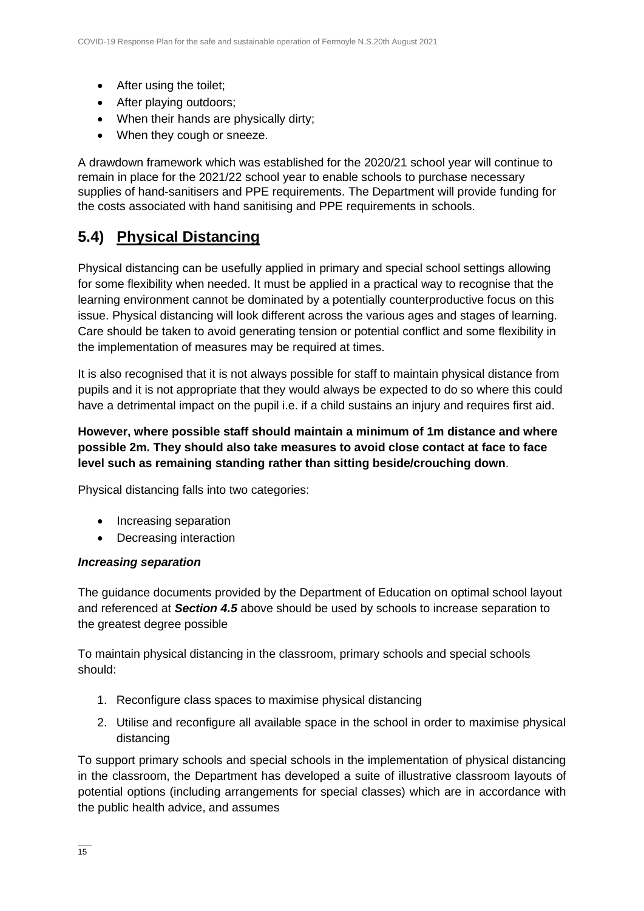- After using the toilet;
- After playing outdoors;
- When their hands are physically dirty;
- When they cough or sneeze.

A drawdown framework which was established for the 2020/21 school year will continue to remain in place for the 2021/22 school year to enable schools to purchase necessary supplies of hand-sanitisers and PPE requirements. The Department will provide funding for the costs associated with hand sanitising and PPE requirements in schools.

## 5.4) Physical Distancing

Physical distancing can be usefully applied in primary and special school settings allowing for some flexibility when needed. It must be applied in a practical way to recognise that the learning environment cannot be dominated by a potentially counterproductive focus on this issue. Physical distancing will look different across the various ages and stages of learning. Care should be taken to avoid generating tension or potential conflict and some flexibility in the implementation of measures may be required at times.

It is also recognised that it is not always possible for staff to maintain physical distance from pupils and it is not appropriate that they would always be expected to do so where this could have a detrimental impact on the pupil i.e. if a child sustains an injury and requires first aid.

**However, where possible staff should maintain a minimum of 1m distance and where possible 2m. They should also take measures to avoid close contact at face to face level such as remaining standing rather than sitting beside/crouching down**.

Physical distancing falls into two categories:

- Increasing separation
- Decreasing interaction

***Increasing separation***

The guidance documents provided by the Department of Education on optimal school layout and referenced at ***Section 4.5*** above should be used by schools to increase separation to the greatest degree possible

To maintain physical distancing in the classroom, primary schools and special schools should:

1. Reconfigure class spaces to maximise physical distancing
2. Utilise and reconfigure all available space in the school in order to maximise physical distancing

To support primary schools and special schools in the implementation of physical distancing in the classroom, the Department has developed a suite of illustrative classroom layouts of potential options (including arrangements for special classes) which are in accordance with the public health advice, and assumes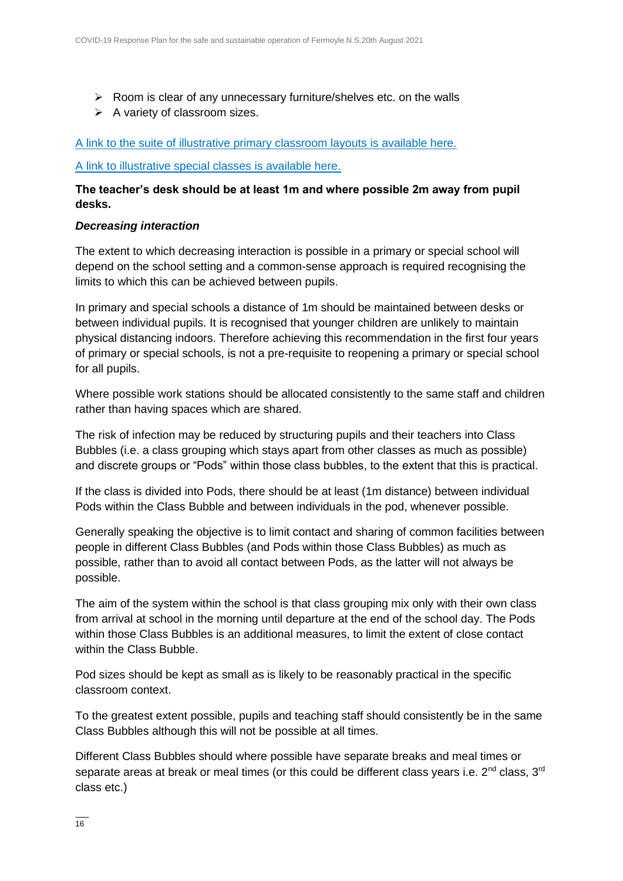- Room is clear of any unnecessary furniture/shelves etc. on the walls
- A variety of classroom sizes.

A link to the suite of illustrative primary classroom layouts is available here.

A link to illustrative special classes is available here.

**The teacher's desk should be at least 1m and where possible 2m away from pupil desks.**

***Decreasing interaction***

The extent to which decreasing interaction is possible in a primary or special school will depend on the school setting and a common-sense approach is required recognising the limits to which this can be achieved between pupils.

In primary and special schools a distance of 1m should be maintained between desks or between individual pupils. It is recognised that younger children are unlikely to maintain physical distancing indoors. Therefore achieving this recommendation in the first four years of primary or special schools, is not a pre-requisite to reopening a primary or special school for all pupils.

Where possible work stations should be allocated consistently to the same staff and children rather than having spaces which are shared.

The risk of infection may be reduced by structuring pupils and their teachers into Class Bubbles (i.e. a class grouping which stays apart from other classes as much as possible) and discrete groups or "Pods" within those class bubbles, to the extent that this is practical.

If the class is divided into Pods, there should be at least (1m distance) between individual Pods within the Class Bubble and between individuals in the pod, whenever possible.

Generally speaking the objective is to limit contact and sharing of common facilities between people in different Class Bubbles (and Pods within those Class Bubbles) as much as possible, rather than to avoid all contact between Pods, as the latter will not always be possible.

The aim of the system within the school is that class grouping mix only with their own class from arrival at school in the morning until departure at the end of the school day. The Pods within those Class Bubbles is an additional measures, to limit the extent of close contact within the Class Bubble.

Pod sizes should be kept as small as is likely to be reasonably practical in the specific classroom context.

To the greatest extent possible, pupils and teaching staff should consistently be in the same Class Bubbles although this will not be possible at all times.

Different Class Bubbles should where possible have separate breaks and meal times or separate areas at break or meal times (or this could be different class years i.e. 2nd class, 3rd class etc.)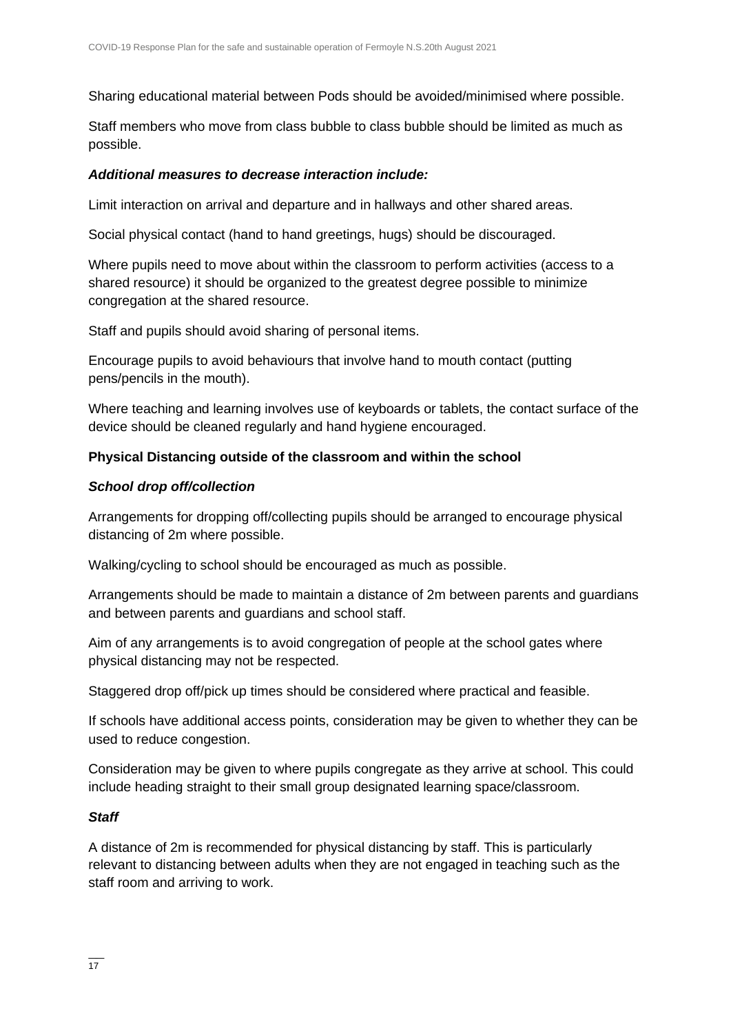Sharing educational material between Pods should be avoided/minimised where possible.

Staff members who move from class bubble to class bubble should be limited as much as possible.

***Additional measures to decrease interaction include:***

Limit interaction on arrival and departure and in hallways and other shared areas.

Social physical contact (hand to hand greetings, hugs) should be discouraged.

Where pupils need to move about within the classroom to perform activities (access to a shared resource) it should be organized to the greatest degree possible to minimize congregation at the shared resource.

Staff and pupils should avoid sharing of personal items.

Encourage pupils to avoid behaviours that involve hand to mouth contact (putting pens/pencils in the mouth).

Where teaching and learning involves use of keyboards or tablets, the contact surface of the device should be cleaned regularly and hand hygiene encouraged.

**Physical Distancing outside of the classroom and within the school**

***School drop off/collection***

Arrangements for dropping off/collecting pupils should be arranged to encourage physical distancing of 2m where possible.

Walking/cycling to school should be encouraged as much as possible.

Arrangements should be made to maintain a distance of 2m between parents and guardians and between parents and guardians and school staff.

Aim of any arrangements is to avoid congregation of people at the school gates where physical distancing may not be respected.

Staggered drop off/pick up times should be considered where practical and feasible.

If schools have additional access points, consideration may be given to whether they can be used to reduce congestion.

Consideration may be given to where pupils congregate as they arrive at school. This could include heading straight to their small group designated learning space/classroom.

***Staff***

A distance of 2m is recommended for physical distancing by staff. This is particularly relevant to distancing between adults when they are not engaged in teaching such as the staff room and arriving to work.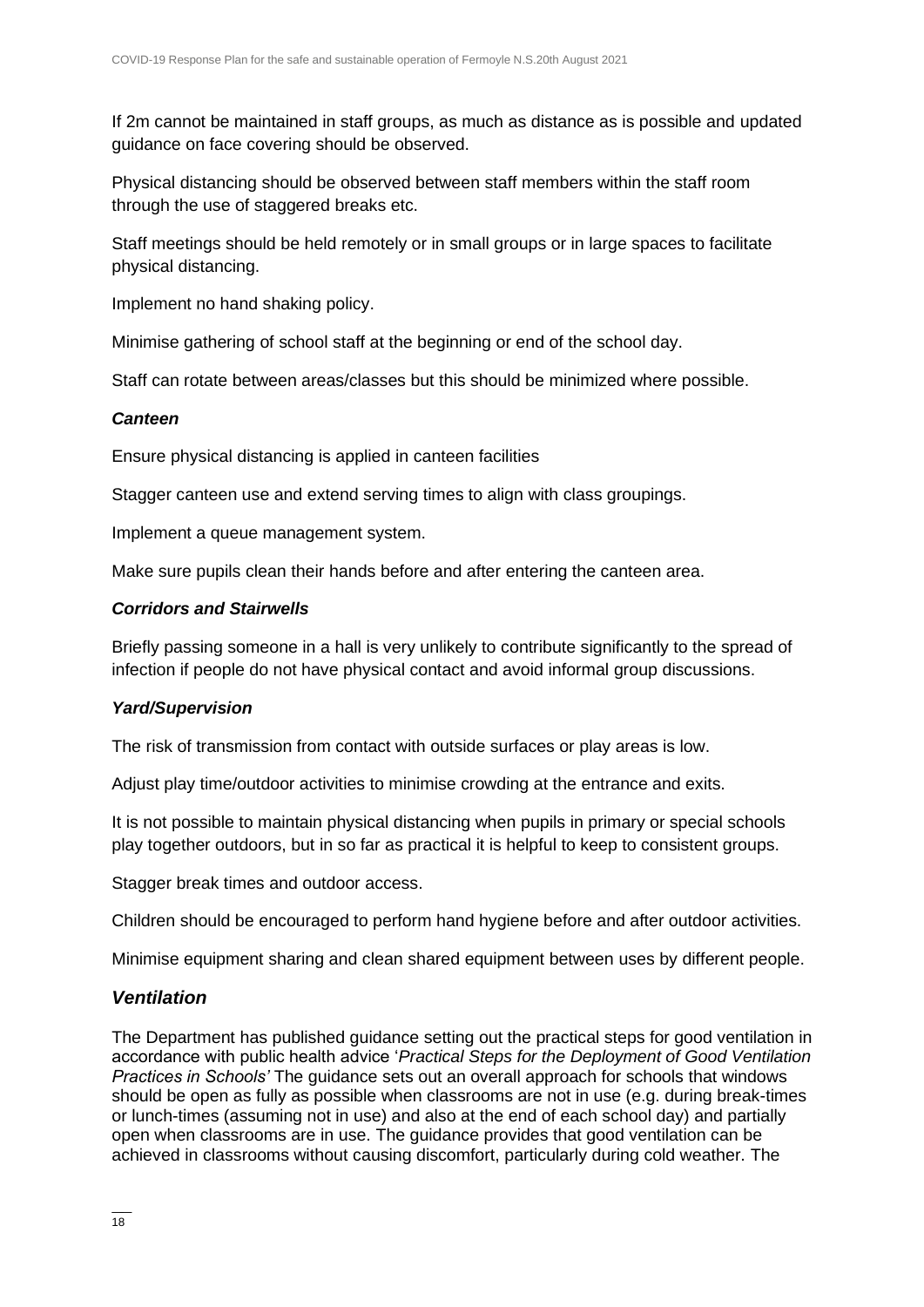If 2m cannot be maintained in staff groups, as much as distance as is possible and updated guidance on face covering should be observed.

Physical distancing should be observed between staff members within the staff room through the use of staggered breaks etc.

Staff meetings should be held remotely or in small groups or in large spaces to facilitate physical distancing.

Implement no hand shaking policy.

Minimise gathering of school staff at the beginning or end of the school day.

Staff can rotate between areas/classes but this should be minimized where possible.

***Canteen***

Ensure physical distancing is applied in canteen facilities

Stagger canteen use and extend serving times to align with class groupings.

Implement a queue management system.

Make sure pupils clean their hands before and after entering the canteen area.

***Corridors and Stairwells***

Briefly passing someone in a hall is very unlikely to contribute significantly to the spread of infection if people do not have physical contact and avoid informal group discussions.

***Yard/Supervision***

The risk of transmission from contact with outside surfaces or play areas is low.

Adjust play time/outdoor activities to minimise crowding at the entrance and exits.

It is not possible to maintain physical distancing when pupils in primary or special schools play together outdoors, but in so far as practical it is helpful to keep to consistent groups.

Stagger break times and outdoor access.

Children should be encouraged to perform hand hygiene before and after outdoor activities.

Minimise equipment sharing and clean shared equipment between uses by different people.

## *Ventilation*

The Department has published guidance setting out the practical steps for good ventilation in accordance with public health advice '*Practical Steps for the Deployment of Good Ventilation Practices in Schools'* The guidance sets out an overall approach for schools that windows should be open as fully as possible when classrooms are not in use (e.g. during break-times or lunch-times (assuming not in use) and also at the end of each school day) and partially open when classrooms are in use. The guidance provides that good ventilation can be achieved in classrooms without causing discomfort, particularly during cold weather. The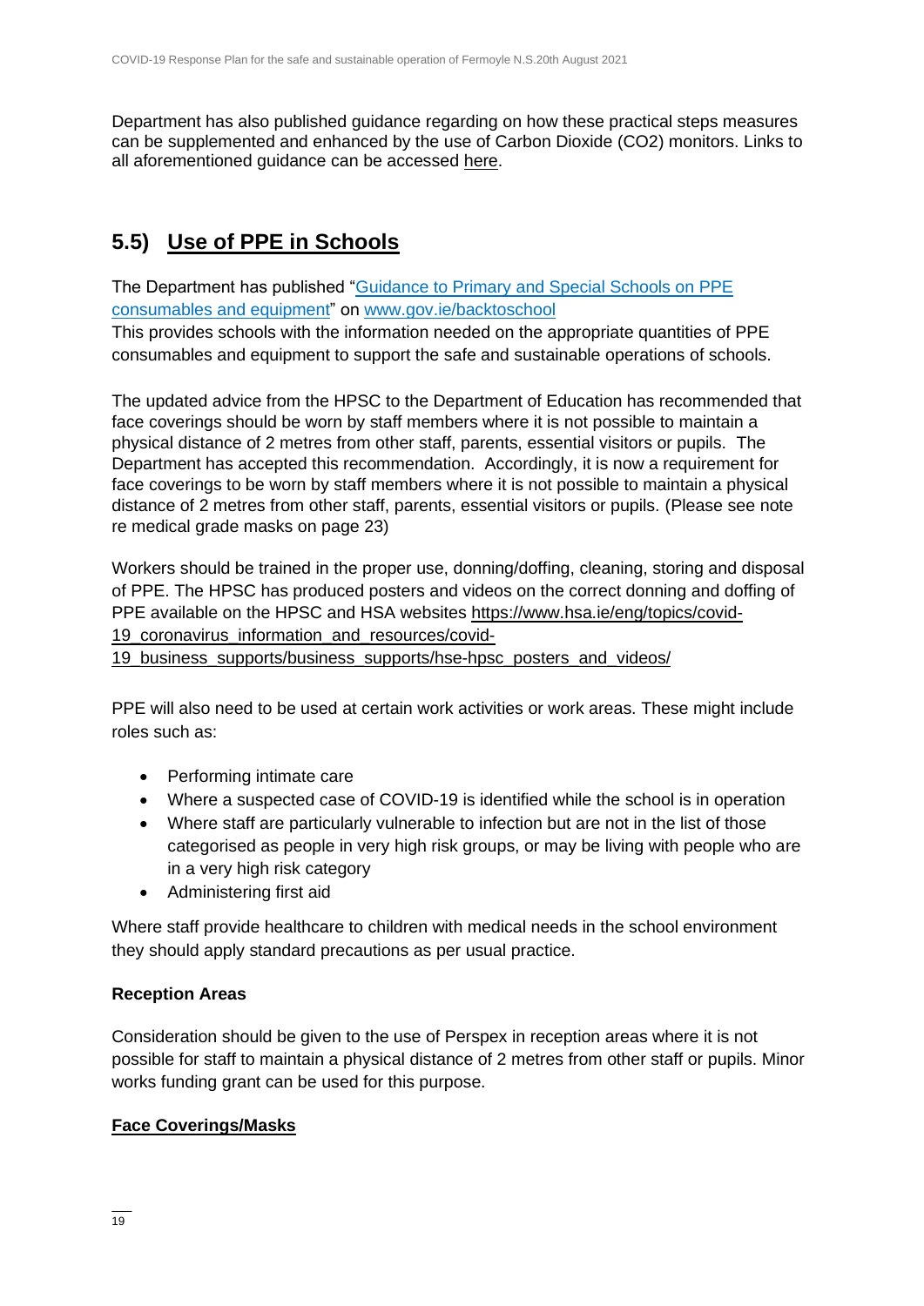Department has also published guidance regarding on how these practical steps measures can be supplemented and enhanced by the use of Carbon Dioxide ($CO_2$) monitors. Links to all aforementioned guidance can be accessed here.

## 5.5) Use of PPE in Schools

The Department has published "Guidance to Primary and Special Schools on PPE consumables and equipment" on www.gov.ie/backtoschool

This provides schools with the information needed on the appropriate quantities of PPE consumables and equipment to support the safe and sustainable operations of schools.

The updated advice from the HPSC to the Department of Education has recommended that face coverings should be worn by staff members where it is not possible to maintain a physical distance of 2 metres from other staff, parents, essential visitors or pupils. The Department has accepted this recommendation. Accordingly, it is now a requirement for face coverings to be worn by staff members where it is not possible to maintain a physical distance of 2 metres from other staff, parents, essential visitors or pupils. (Please see note re medical grade masks on page 23)

Workers should be trained in the proper use, donning/doffing, cleaning, storing and disposal of PPE. The HPSC has produced posters and videos on the correct donning and doffing of PPE available on the HPSC and HSA websites https://www.hsa.ie/eng/topics/covid-19_coronavirus_information_and_resources/covid-19_business_supports/business_supports/hse-hpsc_posters_and_videos/

PPE will also need to be used at certain work activities or work areas. These might include roles such as:

- Performing intimate care
- Where a suspected case of COVID-19 is identified while the school is in operation
- Where staff are particularly vulnerable to infection but are not in the list of those categorised as people in very high risk groups, or may be living with people who are in a very high risk category
- Administering first aid

Where staff provide healthcare to children with medical needs in the school environment they should apply standard precautions as per usual practice.

**Reception Areas**

Consideration should be given to the use of Perspex in reception areas where it is not possible for staff to maintain a physical distance of 2 metres from other staff or pupils. Minor works funding grant can be used for this purpose.

**Face Coverings/Masks**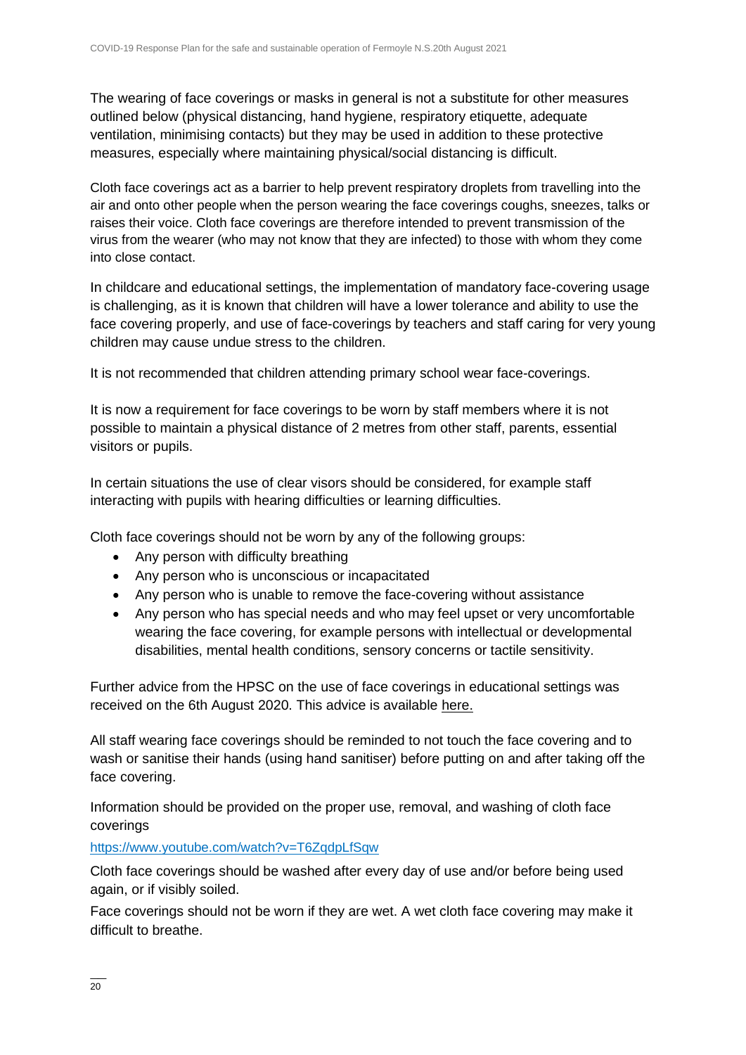The wearing of face coverings or masks in general is not a substitute for other measures outlined below (physical distancing, hand hygiene, respiratory etiquette, adequate ventilation, minimising contacts) but they may be used in addition to these protective measures, especially where maintaining physical/social distancing is difficult.

Cloth face coverings act as a barrier to help prevent respiratory droplets from travelling into the air and onto other people when the person wearing the face coverings coughs, sneezes, talks or raises their voice. Cloth face coverings are therefore intended to prevent transmission of the virus from the wearer (who may not know that they are infected) to those with whom they come into close contact.

In childcare and educational settings, the implementation of mandatory face-covering usage is challenging, as it is known that children will have a lower tolerance and ability to use the face covering properly, and use of face-coverings by teachers and staff caring for very young children may cause undue stress to the children.

It is not recommended that children attending primary school wear face-coverings.

It is now a requirement for face coverings to be worn by staff members where it is not possible to maintain a physical distance of 2 metres from other staff, parents, essential visitors or pupils.

In certain situations the use of clear visors should be considered, for example staff interacting with pupils with hearing difficulties or learning difficulties.

Cloth face coverings should not be worn by any of the following groups:

- Any person with difficulty breathing
- Any person who is unconscious or incapacitated
- Any person who is unable to remove the face-covering without assistance
- Any person who has special needs and who may feel upset or very uncomfortable wearing the face covering, for example persons with intellectual or developmental disabilities, mental health conditions, sensory concerns or tactile sensitivity.

Further advice from the HPSC on the use of face coverings in educational settings was received on the 6th August 2020. This advice is available here.

All staff wearing face coverings should be reminded to not touch the face covering and to wash or sanitise their hands (using hand sanitiser) before putting on and after taking off the face covering.

Information should be provided on the proper use, removal, and washing of cloth face coverings

https://www.youtube.com/watch?v=T6ZqdpLfSqw

Cloth face coverings should be washed after every day of use and/or before being used again, or if visibly soiled.

Face coverings should not be worn if they are wet. A wet cloth face covering may make it difficult to breathe.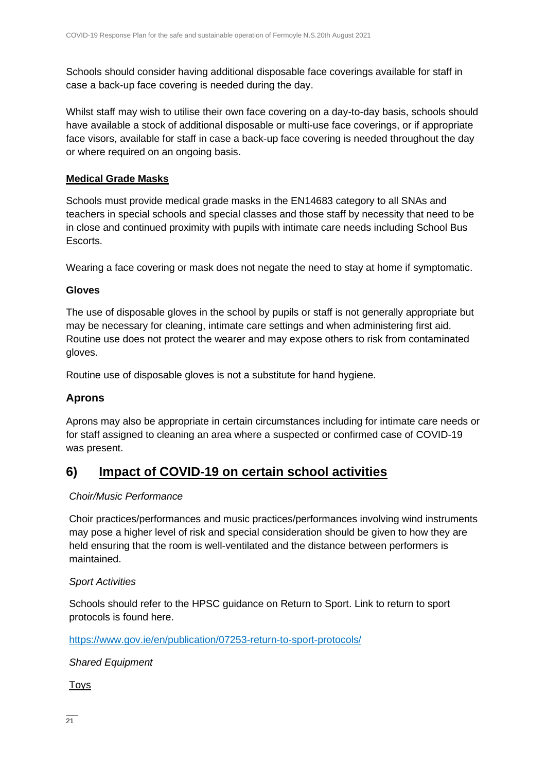Schools should consider having additional disposable face coverings available for staff in case a back-up face covering is needed during the day.

Whilst staff may wish to utilise their own face covering on a day-to-day basis, schools should have available a stock of additional disposable or multi-use face coverings, or if appropriate face visors, available for staff in case a back-up face covering is needed throughout the day or where required on an ongoing basis.

**Medical Grade Masks**

Schools must provide medical grade masks in the EN14683 category to all SNAs and teachers in special schools and special classes and those staff by necessity that need to be in close and continued proximity with pupils with intimate care needs including School Bus Escorts.

Wearing a face covering or mask does not negate the need to stay at home if symptomatic.

**Gloves**

The use of disposable gloves in the school by pupils or staff is not generally appropriate but may be necessary for cleaning, intimate care settings and when administering first aid. Routine use does not protect the wearer and may expose others to risk from contaminated gloves.

Routine use of disposable gloves is not a substitute for hand hygiene.

### Aprons

Aprons may also be appropriate in certain circumstances including for intimate care needs or for staff assigned to cleaning an area where a suspected or confirmed case of COVID-19 was present.

## 6) Impact of COVID-19 on certain school activities

*Choir/Music Performance*

Choir practices/performances and music practices/performances involving wind instruments may pose a higher level of risk and special consideration should be given to how they are held ensuring that the room is well-ventilated and the distance between performers is maintained.

*Sport Activities*

Schools should refer to the HPSC guidance on Return to Sport. Link to return to sport protocols is found here.

https://www.gov.ie/en/publication/07253-return-to-sport-protocols/

*Shared Equipment*

Toys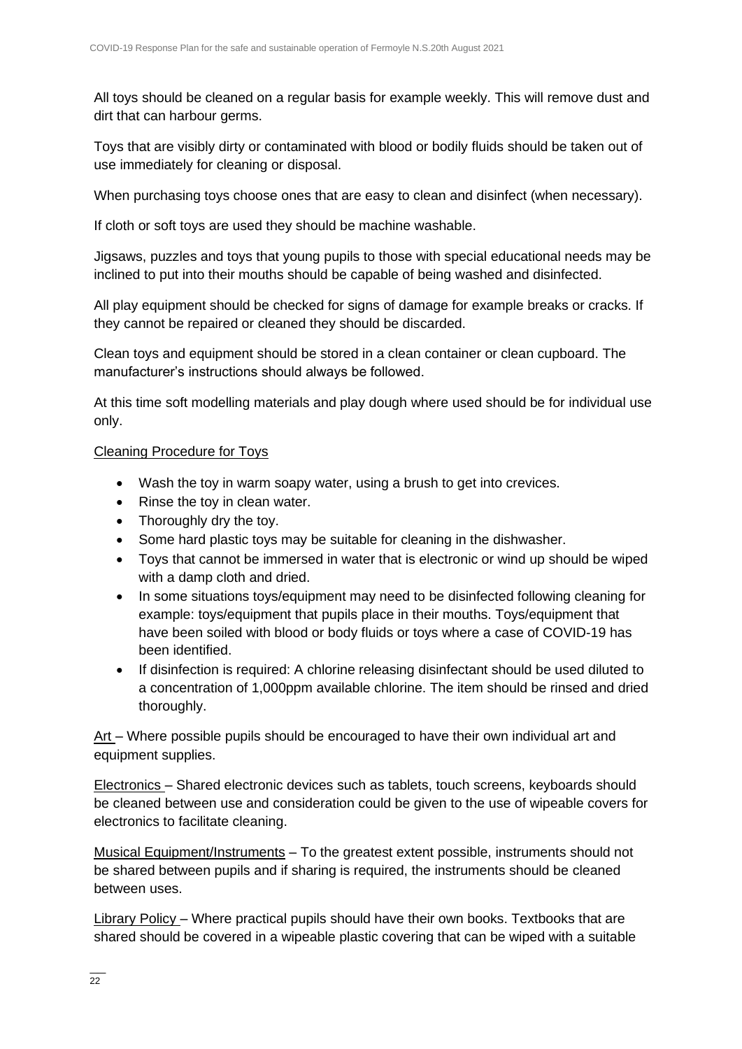All toys should be cleaned on a regular basis for example weekly. This will remove dust and dirt that can harbour germs.

Toys that are visibly dirty or contaminated with blood or bodily fluids should be taken out of use immediately for cleaning or disposal.

When purchasing toys choose ones that are easy to clean and disinfect (when necessary).

If cloth or soft toys are used they should be machine washable.

Jigsaws, puzzles and toys that young pupils to those with special educational needs may be inclined to put into their mouths should be capable of being washed and disinfected.

All play equipment should be checked for signs of damage for example breaks or cracks. If they cannot be repaired or cleaned they should be discarded.

Clean toys and equipment should be stored in a clean container or clean cupboard. The manufacturer's instructions should always be followed.

At this time soft modelling materials and play dough where used should be for individual use only.

Cleaning Procedure for Toys

- Wash the toy in warm soapy water, using a brush to get into crevices.
- Rinse the toy in clean water.
- Thoroughly dry the toy.
- Some hard plastic toys may be suitable for cleaning in the dishwasher.
- Toys that cannot be immersed in water that is electronic or wind up should be wiped with a damp cloth and dried.
- In some situations toys/equipment may need to be disinfected following cleaning for example: toys/equipment that pupils place in their mouths. Toys/equipment that have been soiled with blood or body fluids or toys where a case of COVID-19 has been identified.
- If disinfection is required: A chlorine releasing disinfectant should be used diluted to a concentration of 1,000ppm available chlorine. The item should be rinsed and dried thoroughly.

Art – Where possible pupils should be encouraged to have their own individual art and equipment supplies.

Electronics – Shared electronic devices such as tablets, touch screens, keyboards should be cleaned between use and consideration could be given to the use of wipeable covers for electronics to facilitate cleaning.

Musical Equipment/Instruments – To the greatest extent possible, instruments should not be shared between pupils and if sharing is required, the instruments should be cleaned between uses.

Library Policy – Where practical pupils should have their own books. Textbooks that are shared should be covered in a wipeable plastic covering that can be wiped with a suitable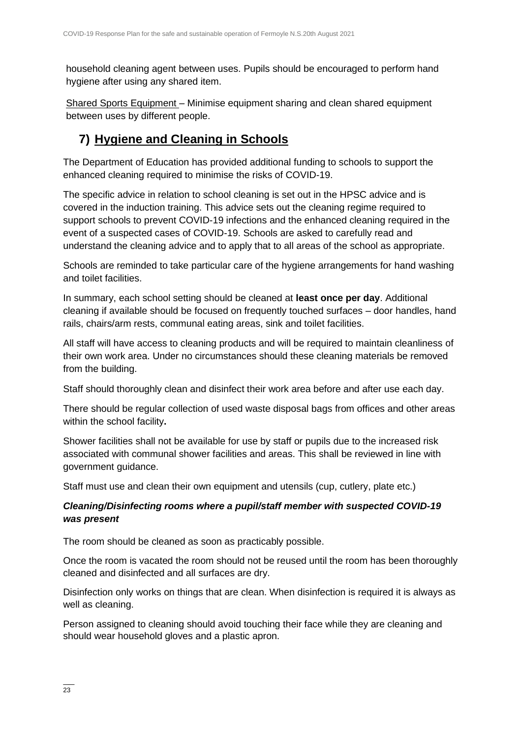household cleaning agent between uses. Pupils should be encouraged to perform hand hygiene after using any shared item.

Shared Sports Equipment – Minimise equipment sharing and clean shared equipment between uses by different people.

## 7) Hygiene and Cleaning in Schools

The Department of Education has provided additional funding to schools to support the enhanced cleaning required to minimise the risks of COVID-19.

The specific advice in relation to school cleaning is set out in the HPSC advice and is covered in the induction training. This advice sets out the cleaning regime required to support schools to prevent COVID-19 infections and the enhanced cleaning required in the event of a suspected cases of COVID-19. Schools are asked to carefully read and understand the cleaning advice and to apply that to all areas of the school as appropriate.

Schools are reminded to take particular care of the hygiene arrangements for hand washing and toilet facilities.

In summary, each school setting should be cleaned at **least once per day**. Additional cleaning if available should be focused on frequently touched surfaces – door handles, hand rails, chairs/arm rests, communal eating areas, sink and toilet facilities.

All staff will have access to cleaning products and will be required to maintain cleanliness of their own work area. Under no circumstances should these cleaning materials be removed from the building.

Staff should thoroughly clean and disinfect their work area before and after use each day.

There should be regular collection of used waste disposal bags from offices and other areas within the school facility**.**

Shower facilities shall not be available for use by staff or pupils due to the increased risk associated with communal shower facilities and areas. This shall be reviewed in line with government guidance.

Staff must use and clean their own equipment and utensils (cup, cutlery, plate etc.)

***Cleaning/Disinfecting rooms where a pupil/staff member with suspected COVID-19 was present***

The room should be cleaned as soon as practicably possible.

Once the room is vacated the room should not be reused until the room has been thoroughly cleaned and disinfected and all surfaces are dry.

Disinfection only works on things that are clean. When disinfection is required it is always as well as cleaning.

Person assigned to cleaning should avoid touching their face while they are cleaning and should wear household gloves and a plastic apron.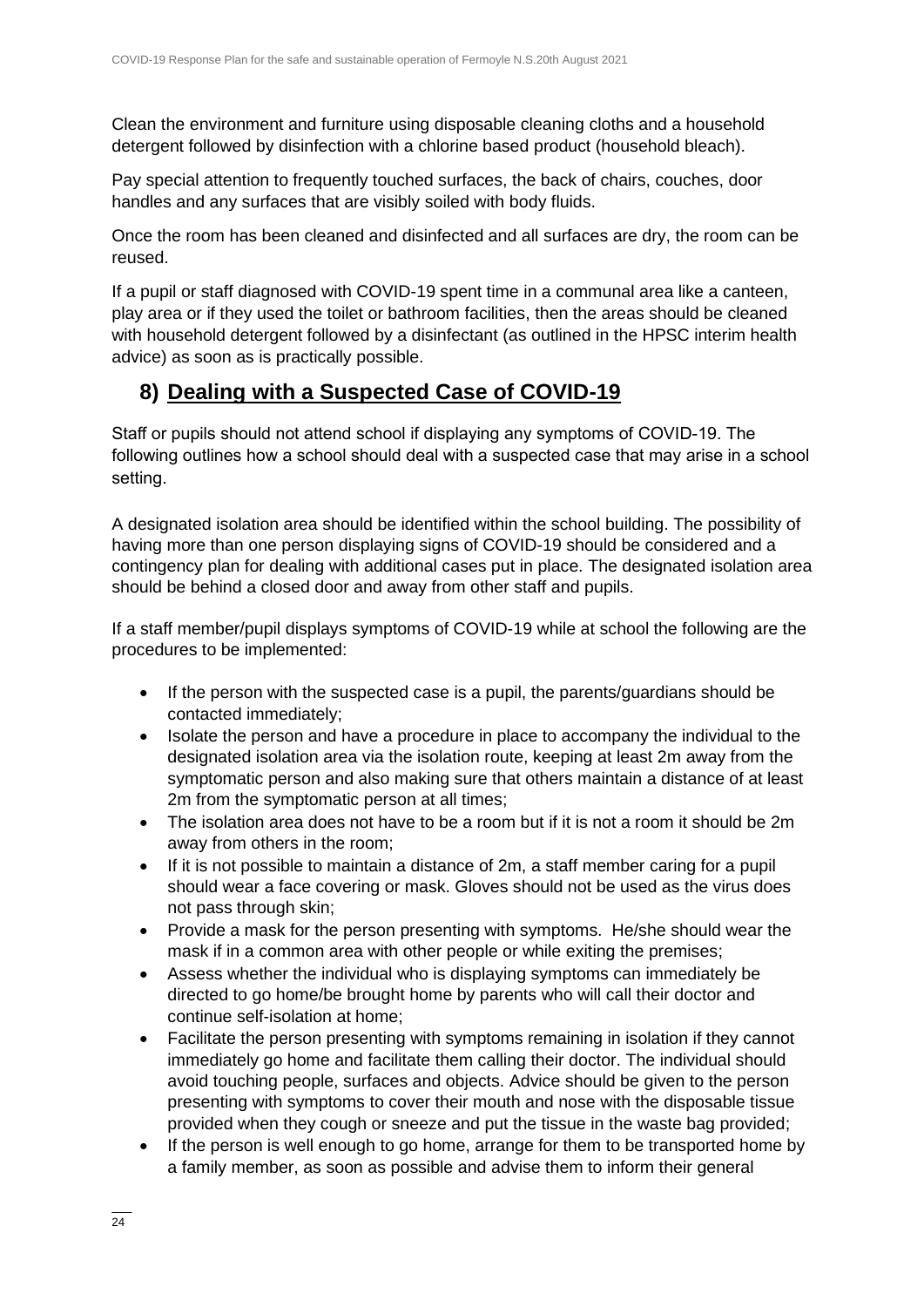Clean the environment and furniture using disposable cleaning cloths and a household detergent followed by disinfection with a chlorine based product (household bleach).

Pay special attention to frequently touched surfaces, the back of chairs, couches, door handles and any surfaces that are visibly soiled with body fluids.

Once the room has been cleaned and disinfected and all surfaces are dry, the room can be reused.

If a pupil or staff diagnosed with COVID-19 spent time in a communal area like a canteen, play area or if they used the toilet or bathroom facilities, then the areas should be cleaned with household detergent followed by a disinfectant (as outlined in the HPSC interim health advice) as soon as is practically possible.

## 8) Dealing with a Suspected Case of COVID-19

Staff or pupils should not attend school if displaying any symptoms of COVID-19. The following outlines how a school should deal with a suspected case that may arise in a school setting.

A designated isolation area should be identified within the school building. The possibility of having more than one person displaying signs of COVID-19 should be considered and a contingency plan for dealing with additional cases put in place. The designated isolation area should be behind a closed door and away from other staff and pupils.

If a staff member/pupil displays symptoms of COVID-19 while at school the following are the procedures to be implemented:

- If the person with the suspected case is a pupil, the parents/guardians should be contacted immediately;
- Isolate the person and have a procedure in place to accompany the individual to the designated isolation area via the isolation route, keeping at least 2m away from the symptomatic person and also making sure that others maintain a distance of at least 2m from the symptomatic person at all times;
- The isolation area does not have to be a room but if it is not a room it should be 2m away from others in the room;
- If it is not possible to maintain a distance of 2m, a staff member caring for a pupil should wear a face covering or mask. Gloves should not be used as the virus does not pass through skin;
- Provide a mask for the person presenting with symptoms. He/she should wear the mask if in a common area with other people or while exiting the premises;
- Assess whether the individual who is displaying symptoms can immediately be directed to go home/be brought home by parents who will call their doctor and continue self-isolation at home;
- Facilitate the person presenting with symptoms remaining in isolation if they cannot immediately go home and facilitate them calling their doctor. The individual should avoid touching people, surfaces and objects. Advice should be given to the person presenting with symptoms to cover their mouth and nose with the disposable tissue provided when they cough or sneeze and put the tissue in the waste bag provided;
- If the person is well enough to go home, arrange for them to be transported home by a family member, as soon as possible and advise them to inform their general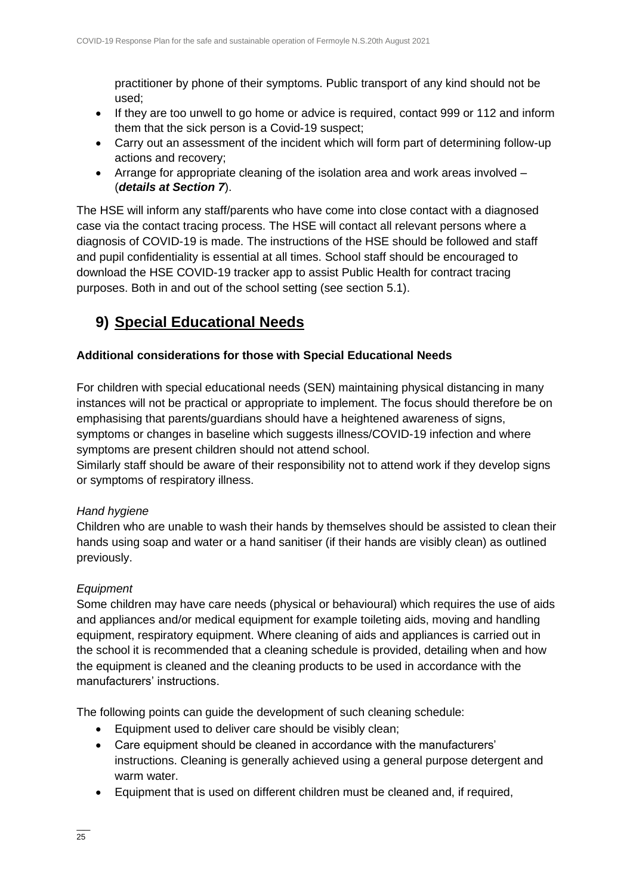practitioner by phone of their symptoms. Public transport of any kind should not be used;

- If they are too unwell to go home or advice is required, contact 999 or 112 and inform them that the sick person is a Covid-19 suspect;
- Carry out an assessment of the incident which will form part of determining follow-up actions and recovery;
- Arrange for appropriate cleaning of the isolation area and work areas involved – (***details at Section 7***).

The HSE will inform any staff/parents who have come into close contact with a diagnosed case via the contact tracing process. The HSE will contact all relevant persons where a diagnosis of COVID-19 is made. The instructions of the HSE should be followed and staff and pupil confidentiality is essential at all times. School staff should be encouraged to download the HSE COVID-19 tracker app to assist Public Health for contract tracing purposes. Both in and out of the school setting (see section 5.1).

## 9) Special Educational Needs

**Additional considerations for those with Special Educational Needs**

For children with special educational needs (SEN) maintaining physical distancing in many instances will not be practical or appropriate to implement. The focus should therefore be on emphasising that parents/guardians should have a heightened awareness of signs, symptoms or changes in baseline which suggests illness/COVID-19 infection and where symptoms are present children should not attend school.
Similarly staff should be aware of their responsibility not to attend work if they develop signs or symptoms of respiratory illness.

*Hand hygiene*
Children who are unable to wash their hands by themselves should be assisted to clean their hands using soap and water or a hand sanitiser (if their hands are visibly clean) as outlined previously.

*Equipment*
Some children may have care needs (physical or behavioural) which requires the use of aids and appliances and/or medical equipment for example toileting aids, moving and handling equipment, respiratory equipment. Where cleaning of aids and appliances is carried out in the school it is recommended that a cleaning schedule is provided, detailing when and how the equipment is cleaned and the cleaning products to be used in accordance with the manufacturers' instructions.

The following points can guide the development of such cleaning schedule:

- Equipment used to deliver care should be visibly clean;
- Care equipment should be cleaned in accordance with the manufacturers' instructions. Cleaning is generally achieved using a general purpose detergent and warm water.
- Equipment that is used on different children must be cleaned and, if required,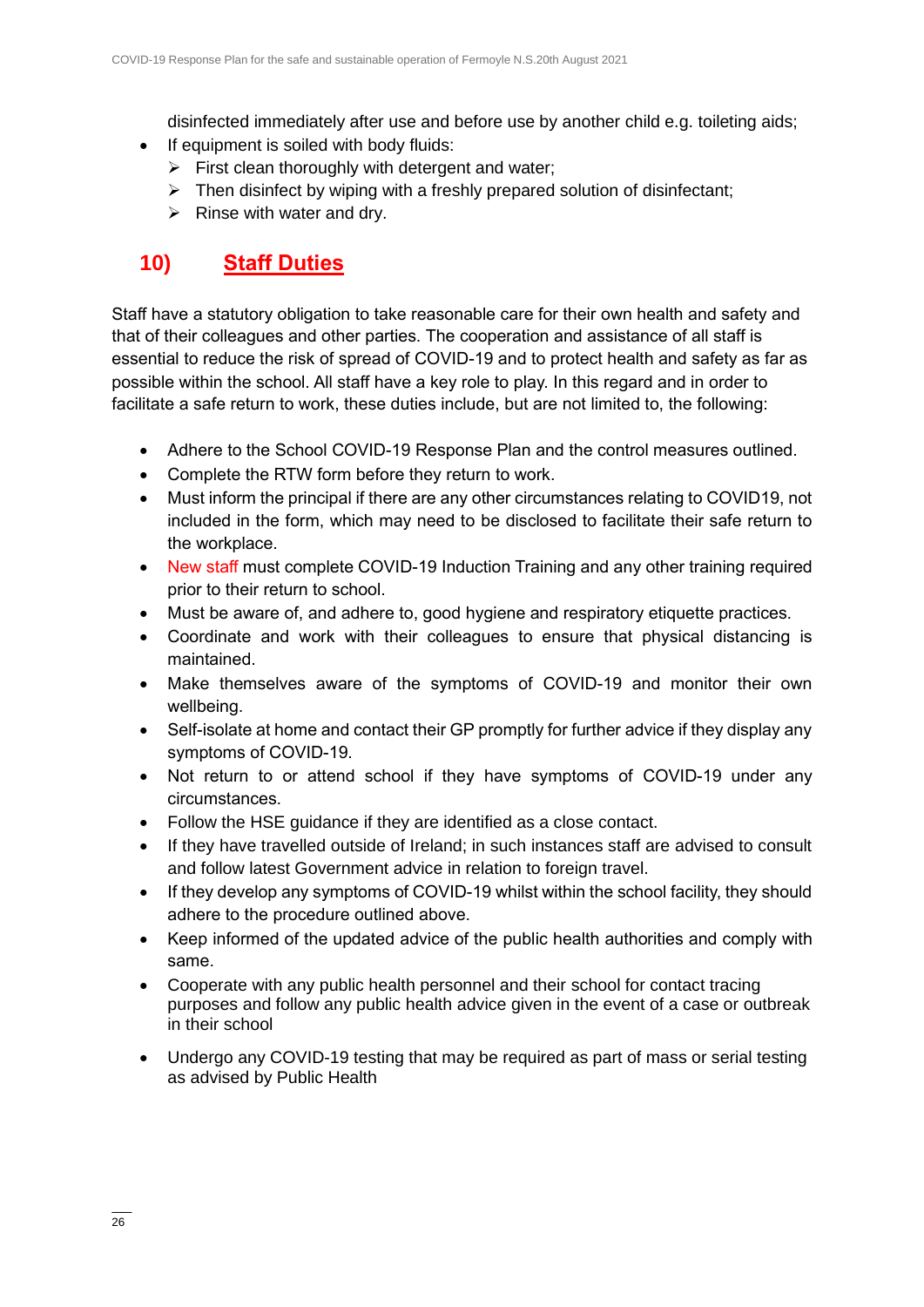disinfected immediately after use and before use by another child e.g. toileting aids;

- If equipment is soiled with body fluids:
  - First clean thoroughly with detergent and water;
  - Then disinfect by wiping with a freshly prepared solution of disinfectant;
  - Rinse with water and dry.

## 10) Staff Duties

Staff have a statutory obligation to take reasonable care for their own health and safety and that of their colleagues and other parties. The cooperation and assistance of all staff is essential to reduce the risk of spread of COVID-19 and to protect health and safety as far as possible within the school. All staff have a key role to play. In this regard and in order to facilitate a safe return to work, these duties include, but are not limited to, the following:

- Adhere to the School COVID-19 Response Plan and the control measures outlined.
- Complete the RTW form before they return to work.
- Must inform the principal if there are any other circumstances relating to COVID19, not included in the form, which may need to be disclosed to facilitate their safe return to the workplace.
- New staff must complete COVID-19 Induction Training and any other training required prior to their return to school.
- Must be aware of, and adhere to, good hygiene and respiratory etiquette practices.
- Coordinate and work with their colleagues to ensure that physical distancing is maintained.
- Make themselves aware of the symptoms of COVID-19 and monitor their own wellbeing.
- Self-isolate at home and contact their GP promptly for further advice if they display any symptoms of COVID-19.
- Not return to or attend school if they have symptoms of COVID-19 under any circumstances.
- Follow the HSE guidance if they are identified as a close contact.
- If they have travelled outside of Ireland; in such instances staff are advised to consult and follow latest Government advice in relation to foreign travel.
- If they develop any symptoms of COVID-19 whilst within the school facility, they should adhere to the procedure outlined above.
- Keep informed of the updated advice of the public health authorities and comply with same.
- Cooperate with any public health personnel and their school for contact tracing purposes and follow any public health advice given in the event of a case or outbreak in their school
- Undergo any COVID-19 testing that may be required as part of mass or serial testing as advised by Public Health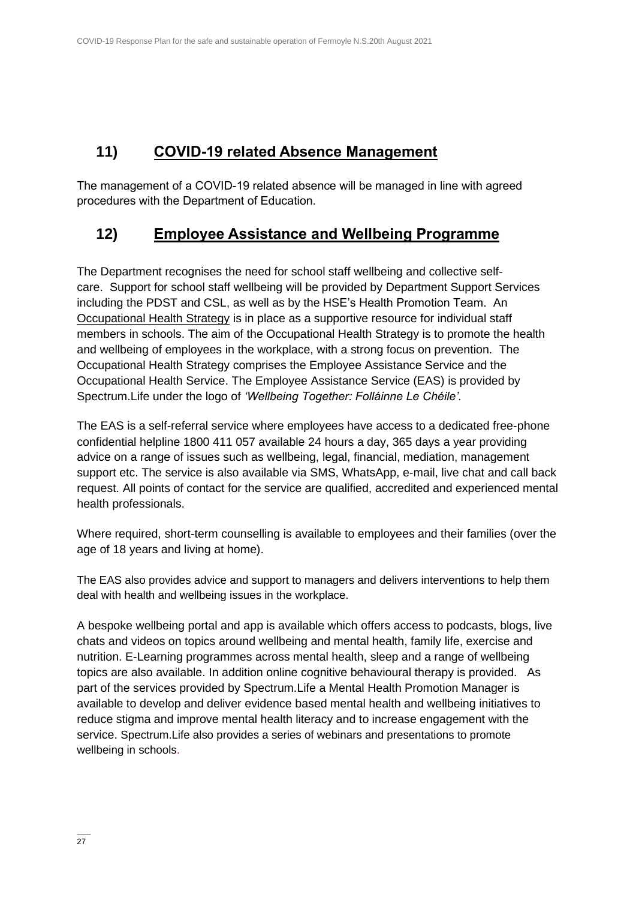## 11) COVID-19 related Absence Management

The management of a COVID-19 related absence will be managed in line with agreed procedures with the Department of Education.

## 12) Employee Assistance and Wellbeing Programme

The Department recognises the need for school staff wellbeing and collective self-care. Support for school staff wellbeing will be provided by Department Support Services including the PDST and CSL, as well as by the HSE's Health Promotion Team. An Occupational Health Strategy is in place as a supportive resource for individual staff members in schools. The aim of the Occupational Health Strategy is to promote the health and wellbeing of employees in the workplace, with a strong focus on prevention. The Occupational Health Strategy comprises the Employee Assistance Service and the Occupational Health Service. The Employee Assistance Service (EAS) is provided by Spectrum.Life under the logo of *'Wellbeing Together: Folláinne Le Chéile'.*

The EAS is a self-referral service where employees have access to a dedicated free-phone confidential helpline 1800 411 057 available 24 hours a day, 365 days a year providing advice on a range of issues such as wellbeing, legal, financial, mediation, management support etc. The service is also available via SMS, WhatsApp, e-mail, live chat and call back request. All points of contact for the service are qualified, accredited and experienced mental health professionals.

Where required, short-term counselling is available to employees and their families (over the age of 18 years and living at home).

The EAS also provides advice and support to managers and delivers interventions to help them deal with health and wellbeing issues in the workplace.

A bespoke wellbeing portal and app is available which offers access to podcasts, blogs, live chats and videos on topics around wellbeing and mental health, family life, exercise and nutrition. E-Learning programmes across mental health, sleep and a range of wellbeing topics are also available. In addition online cognitive behavioural therapy is provided. As part of the services provided by Spectrum.Life a Mental Health Promotion Manager is available to develop and deliver evidence based mental health and wellbeing initiatives to reduce stigma and improve mental health literacy and to increase engagement with the service. Spectrum.Life also provides a series of webinars and presentations to promote wellbeing in schools.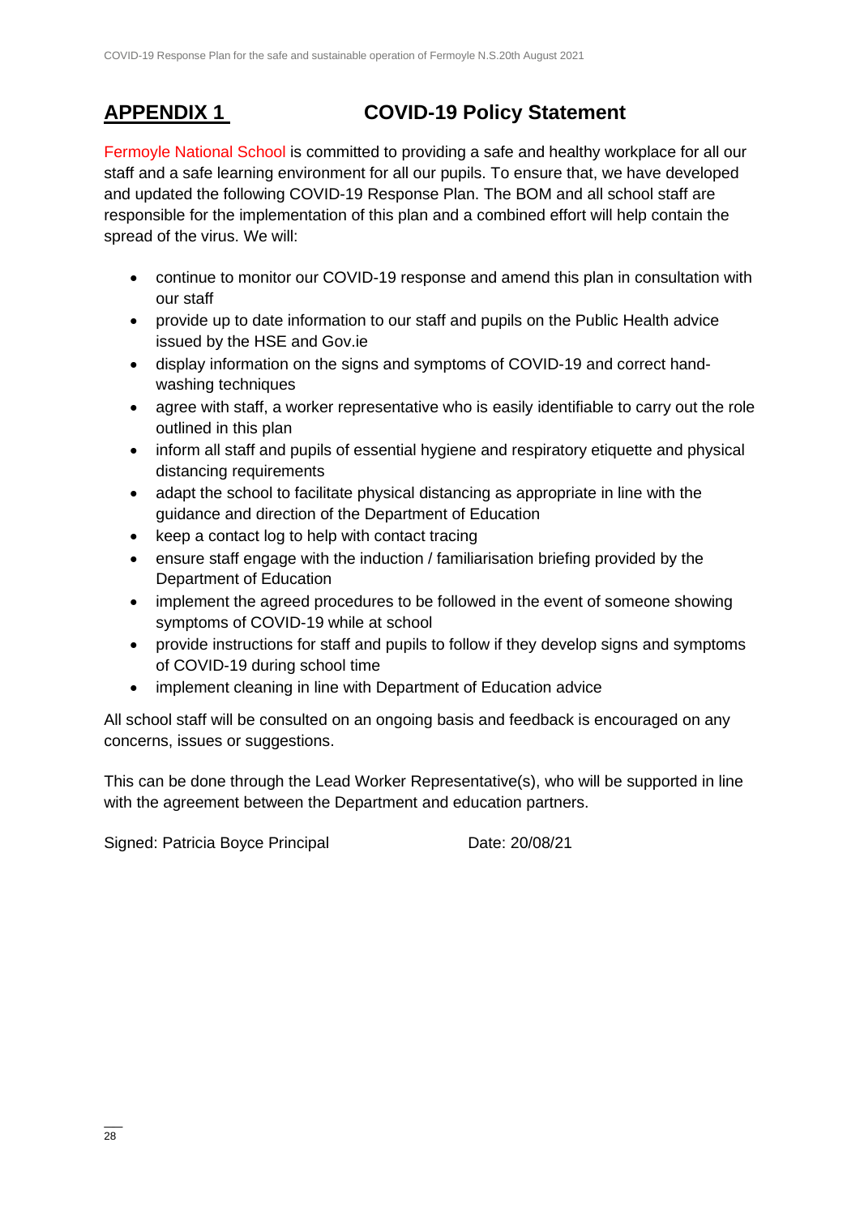## APPENDIX 1 COVID-19 Policy Statement

Fermoyle National School is committed to providing a safe and healthy workplace for all our staff and a safe learning environment for all our pupils. To ensure that, we have developed and updated the following COVID-19 Response Plan. The BOM and all school staff are responsible for the implementation of this plan and a combined effort will help contain the spread of the virus. We will:

- continue to monitor our COVID-19 response and amend this plan in consultation with our staff
- provide up to date information to our staff and pupils on the Public Health advice issued by the HSE and Gov.ie
- display information on the signs and symptoms of COVID-19 and correct hand-washing techniques
- agree with staff, a worker representative who is easily identifiable to carry out the role outlined in this plan
- inform all staff and pupils of essential hygiene and respiratory etiquette and physical distancing requirements
- adapt the school to facilitate physical distancing as appropriate in line with the guidance and direction of the Department of Education
- keep a contact log to help with contact tracing
- ensure staff engage with the induction / familiarisation briefing provided by the Department of Education
- implement the agreed procedures to be followed in the event of someone showing symptoms of COVID-19 while at school
- provide instructions for staff and pupils to follow if they develop signs and symptoms of COVID-19 during school time
- implement cleaning in line with Department of Education advice

All school staff will be consulted on an ongoing basis and feedback is encouraged on any concerns, issues or suggestions.

This can be done through the Lead Worker Representative(s), who will be supported in line with the agreement between the Department and education partners.

Signed: Patricia Boyce Principal Date: 20/08/21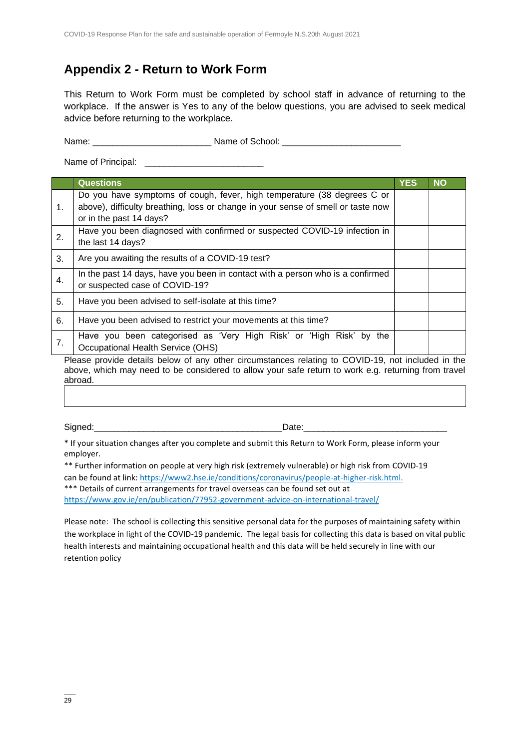## Appendix 2 - Return to Work Form

This Return to Work Form must be completed by school staff in advance of returning to the workplace. If the answer is Yes to any of the below questions, you are advised to seek medical advice before returning to the workplace.

Name: ________________________ Name of School: ________________________

Name of Principal: ________________________

| | Questions | YES | NO |
|---|---|---|---|
| 1. | Do you have symptoms of cough, fever, high temperature (38 degrees C or above), difficulty breathing, loss or change in your sense of smell or taste now or in the past 14 days? | | |
| 2. | Have you been diagnosed with confirmed or suspected COVID-19 infection in the last 14 days? | | |
| 3. | Are you awaiting the results of a COVID-19 test? | | |
| 4. | In the past 14 days, have you been in contact with a person who is a confirmed or suspected case of COVID-19? | | |
| 5. | Have you been advised to self-isolate at this time? | | |
| 6. | Have you been advised to restrict your movements at this time? | | |
| 7. | Have you been categorised as 'Very High Risk' or 'High Risk' by the Occupational Health Service (OHS) | | |

Please provide details below of any other circumstances relating to COVID-19, not included in the above, which may need to be considered to allow your safe return to work e.g. returning from travel abroad.

| |
|---|
| |

Signed:_______________________________________Date:_____________________________

* If your situation changes after you complete and submit this Return to Work Form, please inform your employer.

** Further information on people at very high risk (extremely vulnerable) or high risk from COVID-19 can be found at link: https://www2.hse.ie/conditions/coronavirus/people-at-higher-risk.html.

*** Details of current arrangements for travel overseas can be found set out at https://www.gov.ie/en/publication/77952-government-advice-on-international-travel/

Please note: The school is collecting this sensitive personal data for the purposes of maintaining safety within the workplace in light of the COVID-19 pandemic. The legal basis for collecting this data is based on vital public health interests and maintaining occupational health and this data will be held securely in line with our retention policy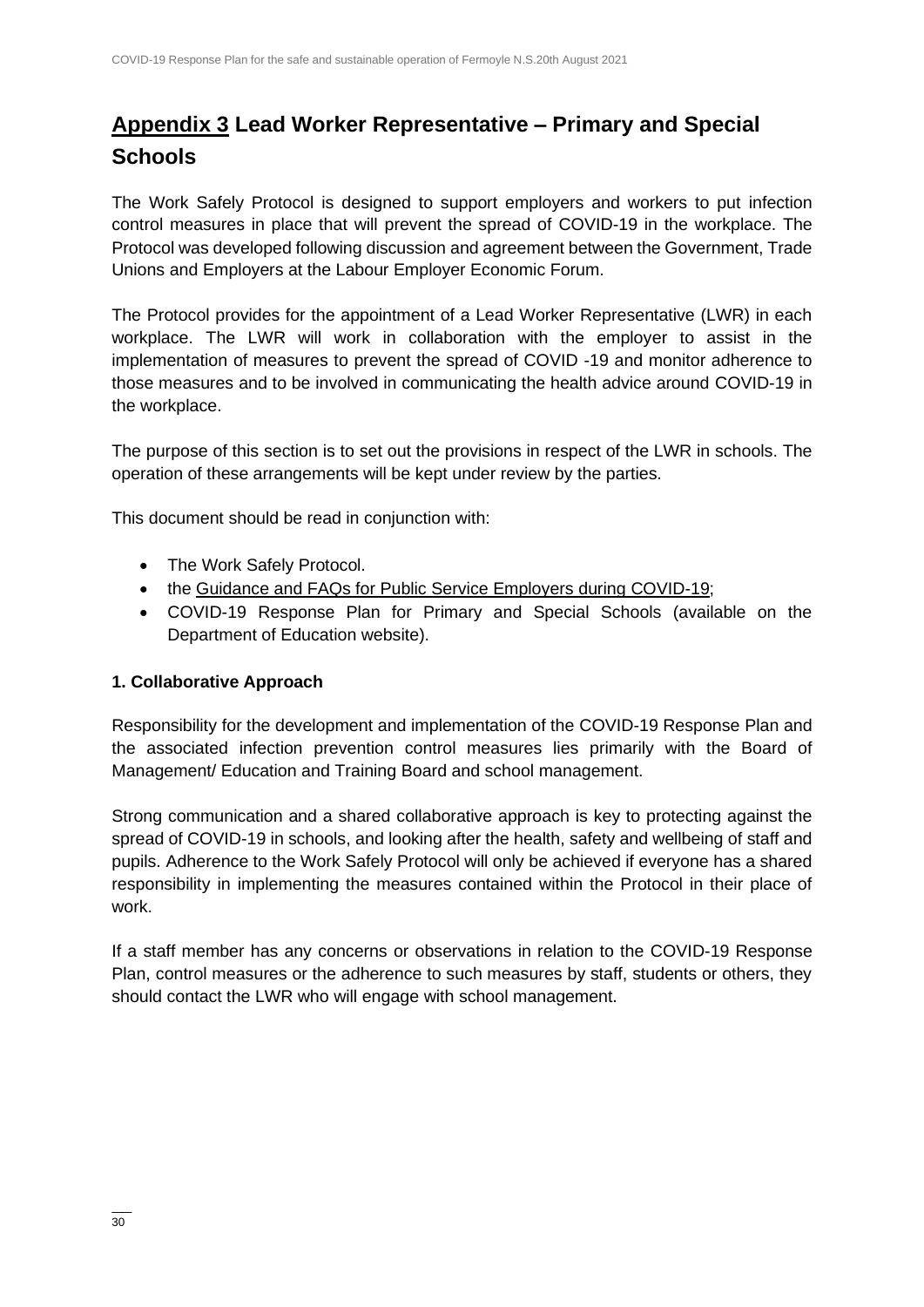## Appendix 3 Lead Worker Representative – Primary and Special Schools

The Work Safely Protocol is designed to support employers and workers to put infection control measures in place that will prevent the spread of COVID-19 in the workplace. The Protocol was developed following discussion and agreement between the Government, Trade Unions and Employers at the Labour Employer Economic Forum.

The Protocol provides for the appointment of a Lead Worker Representative (LWR) in each workplace. The LWR will work in collaboration with the employer to assist in the implementation of measures to prevent the spread of COVID -19 and monitor adherence to those measures and to be involved in communicating the health advice around COVID-19 in the workplace.

The purpose of this section is to set out the provisions in respect of the LWR in schools. The operation of these arrangements will be kept under review by the parties.

This document should be read in conjunction with:

- The Work Safely Protocol.
- the Guidance and FAQs for Public Service Employers during COVID-19;
- COVID-19 Response Plan for Primary and Special Schools (available on the Department of Education website).

### 1. Collaborative Approach

Responsibility for the development and implementation of the COVID-19 Response Plan and the associated infection prevention control measures lies primarily with the Board of Management/ Education and Training Board and school management.

Strong communication and a shared collaborative approach is key to protecting against the spread of COVID-19 in schools, and looking after the health, safety and wellbeing of staff and pupils. Adherence to the Work Safely Protocol will only be achieved if everyone has a shared responsibility in implementing the measures contained within the Protocol in their place of work.

If a staff member has any concerns or observations in relation to the COVID-19 Response Plan, control measures or the adherence to such measures by staff, students or others, they should contact the LWR who will engage with school management.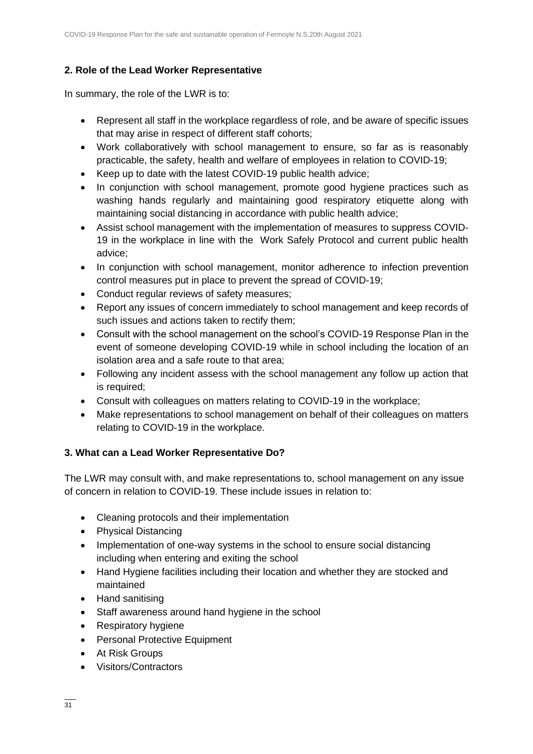## 2. Role of the Lead Worker Representative

In summary, the role of the LWR is to:

- Represent all staff in the workplace regardless of role, and be aware of specific issues that may arise in respect of different staff cohorts;
- Work collaboratively with school management to ensure, so far as is reasonably practicable, the safety, health and welfare of employees in relation to COVID-19;
- Keep up to date with the latest COVID-19 public health advice;
- In conjunction with school management, promote good hygiene practices such as washing hands regularly and maintaining good respiratory etiquette along with maintaining social distancing in accordance with public health advice;
- Assist school management with the implementation of measures to suppress COVID-19 in the workplace in line with the Work Safely Protocol and current public health advice;
- In conjunction with school management, monitor adherence to infection prevention control measures put in place to prevent the spread of COVID-19;
- Conduct regular reviews of safety measures;
- Report any issues of concern immediately to school management and keep records of such issues and actions taken to rectify them;
- Consult with the school management on the school's COVID-19 Response Plan in the event of someone developing COVID-19 while in school including the location of an isolation area and a safe route to that area;
- Following any incident assess with the school management any follow up action that is required;
- Consult with colleagues on matters relating to COVID-19 in the workplace;
- Make representations to school management on behalf of their colleagues on matters relating to COVID-19 in the workplace.

## 3. What can a Lead Worker Representative Do?

The LWR may consult with, and make representations to, school management on any issue of concern in relation to COVID-19. These include issues in relation to:

- Cleaning protocols and their implementation
- Physical Distancing
- Implementation of one-way systems in the school to ensure social distancing including when entering and exiting the school
- Hand Hygiene facilities including their location and whether they are stocked and maintained
- Hand sanitising
- Staff awareness around hand hygiene in the school
- Respiratory hygiene
- Personal Protective Equipment
- At Risk Groups
- Visitors/Contractors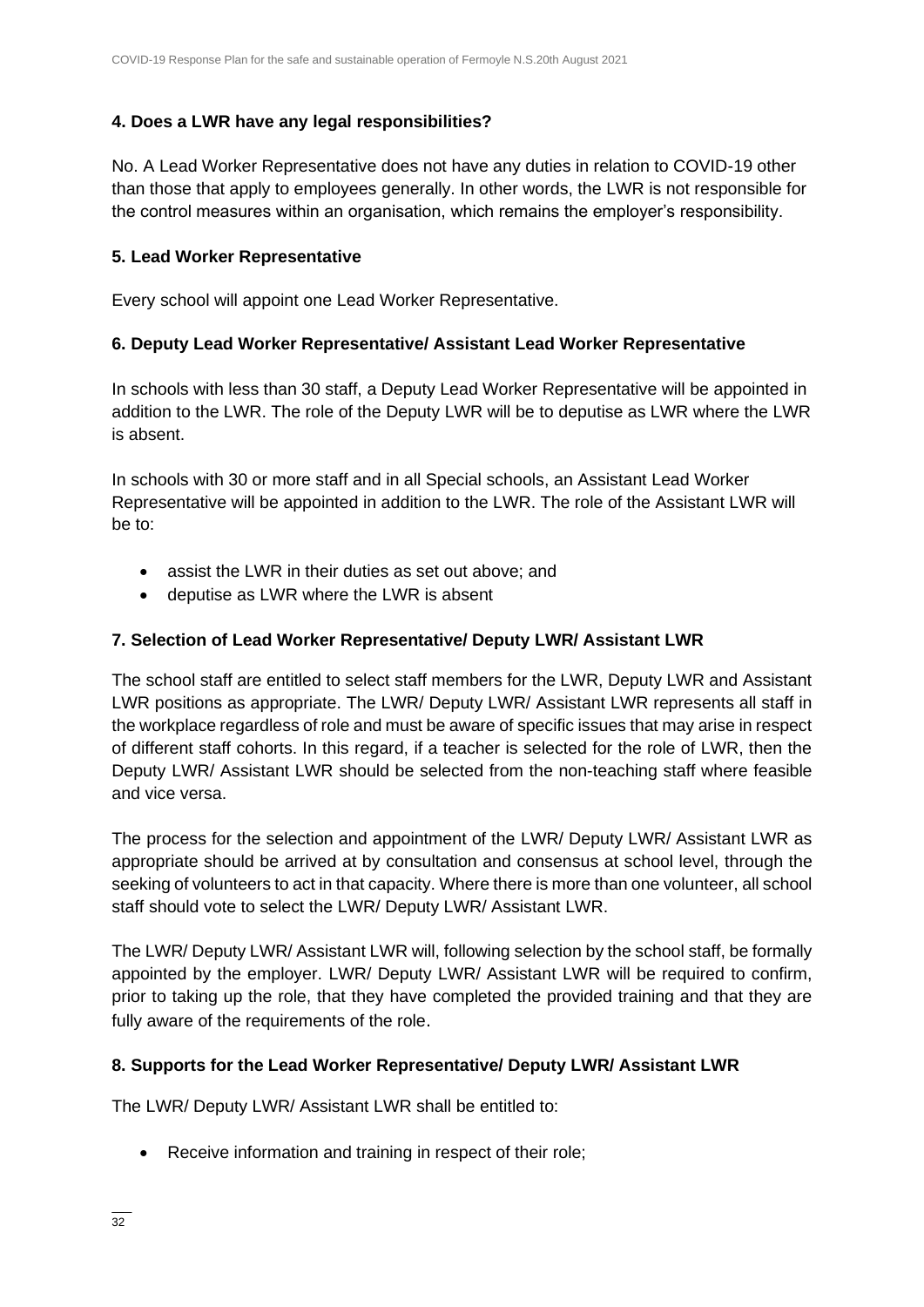#### 4. Does a LWR have any legal responsibilities?

No. A Lead Worker Representative does not have any duties in relation to COVID-19 other than those that apply to employees generally. In other words, the LWR is not responsible for the control measures within an organisation, which remains the employer's responsibility.

#### 5. Lead Worker Representative

Every school will appoint one Lead Worker Representative.

#### 6. Deputy Lead Worker Representative/ Assistant Lead Worker Representative

In schools with less than 30 staff, a Deputy Lead Worker Representative will be appointed in addition to the LWR. The role of the Deputy LWR will be to deputise as LWR where the LWR is absent.

In schools with 30 or more staff and in all Special schools, an Assistant Lead Worker Representative will be appointed in addition to the LWR. The role of the Assistant LWR will be to:

- assist the LWR in their duties as set out above; and
- deputise as LWR where the LWR is absent

#### 7. Selection of Lead Worker Representative/ Deputy LWR/ Assistant LWR

The school staff are entitled to select staff members for the LWR, Deputy LWR and Assistant LWR positions as appropriate. The LWR/ Deputy LWR/ Assistant LWR represents all staff in the workplace regardless of role and must be aware of specific issues that may arise in respect of different staff cohorts. In this regard, if a teacher is selected for the role of LWR, then the Deputy LWR/ Assistant LWR should be selected from the non-teaching staff where feasible and vice versa.

The process for the selection and appointment of the LWR/ Deputy LWR/ Assistant LWR as appropriate should be arrived at by consultation and consensus at school level, through the seeking of volunteers to act in that capacity. Where there is more than one volunteer, all school staff should vote to select the LWR/ Deputy LWR/ Assistant LWR.

The LWR/ Deputy LWR/ Assistant LWR will, following selection by the school staff, be formally appointed by the employer. LWR/ Deputy LWR/ Assistant LWR will be required to confirm, prior to taking up the role, that they have completed the provided training and that they are fully aware of the requirements of the role.

#### 8. Supports for the Lead Worker Representative/ Deputy LWR/ Assistant LWR

The LWR/ Deputy LWR/ Assistant LWR shall be entitled to:

- Receive information and training in respect of their role;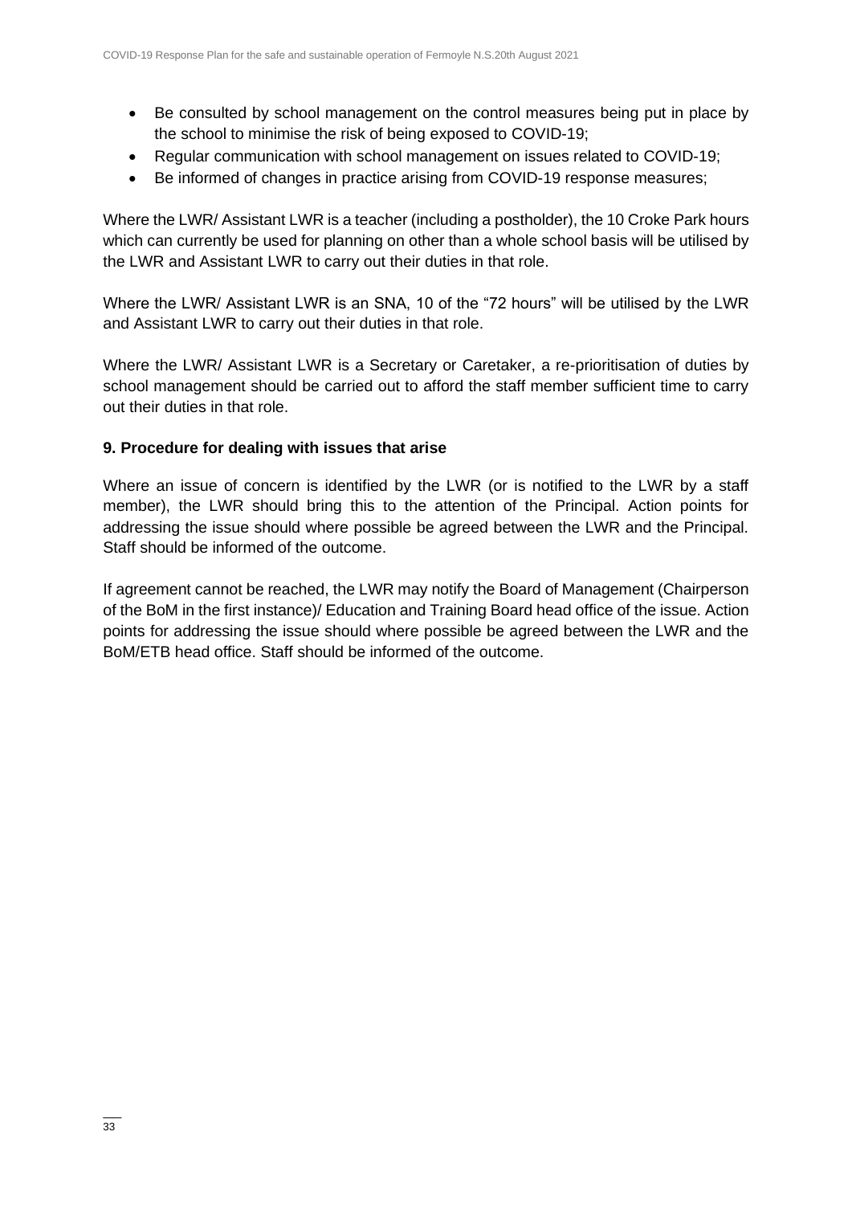- Be consulted by school management on the control measures being put in place by the school to minimise the risk of being exposed to COVID-19;
- Regular communication with school management on issues related to COVID-19;
- Be informed of changes in practice arising from COVID-19 response measures;

Where the LWR/ Assistant LWR is a teacher (including a postholder), the 10 Croke Park hours which can currently be used for planning on other than a whole school basis will be utilised by the LWR and Assistant LWR to carry out their duties in that role.

Where the LWR/ Assistant LWR is an SNA, 10 of the "72 hours" will be utilised by the LWR and Assistant LWR to carry out their duties in that role.

Where the LWR/ Assistant LWR is a Secretary or Caretaker, a re-prioritisation of duties by school management should be carried out to afford the staff member sufficient time to carry out their duties in that role.

**9. Procedure for dealing with issues that arise**

Where an issue of concern is identified by the LWR (or is notified to the LWR by a staff member), the LWR should bring this to the attention of the Principal. Action points for addressing the issue should where possible be agreed between the LWR and the Principal. Staff should be informed of the outcome.

If agreement cannot be reached, the LWR may notify the Board of Management (Chairperson of the BoM in the first instance)/ Education and Training Board head office of the issue. Action points for addressing the issue should where possible be agreed between the LWR and the BoM/ETB head office. Staff should be informed of the outcome.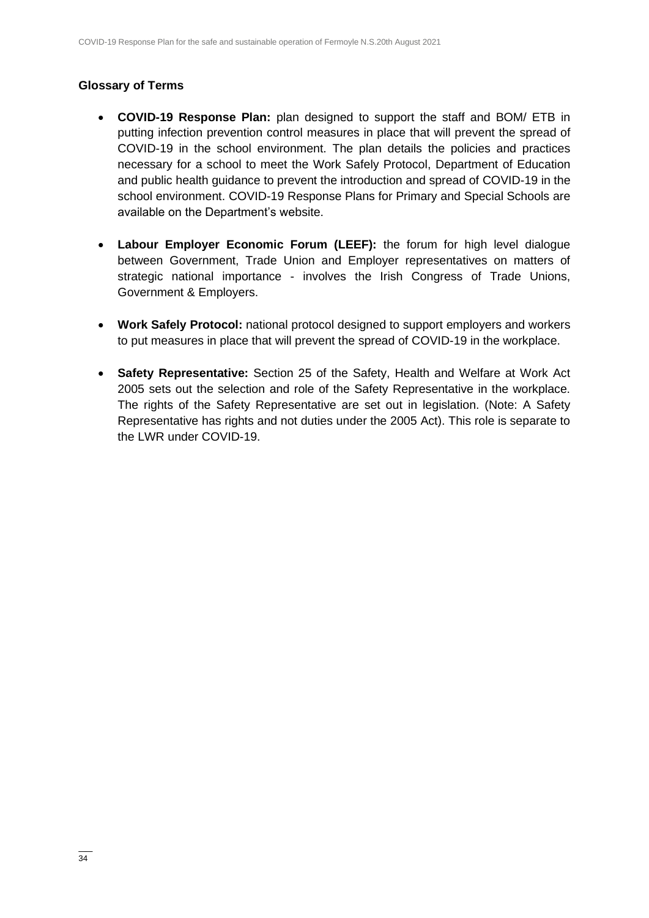**Glossary of Terms**

- **COVID-19 Response Plan:** plan designed to support the staff and BOM/ ETB in putting infection prevention control measures in place that will prevent the spread of COVID-19 in the school environment. The plan details the policies and practices necessary for a school to meet the Work Safely Protocol, Department of Education and public health guidance to prevent the introduction and spread of COVID-19 in the school environment. COVID-19 Response Plans for Primary and Special Schools are available on the Department's website.

- **Labour Employer Economic Forum (LEEF):** the forum for high level dialogue between Government, Trade Union and Employer representatives on matters of strategic national importance - involves the Irish Congress of Trade Unions, Government & Employers.

- **Work Safely Protocol:** national protocol designed to support employers and workers to put measures in place that will prevent the spread of COVID-19 in the workplace.

- **Safety Representative:** Section 25 of the Safety, Health and Welfare at Work Act 2005 sets out the selection and role of the Safety Representative in the workplace. The rights of the Safety Representative are set out in legislation. (Note: A Safety Representative has rights and not duties under the 2005 Act). This role is separate to the LWR under COVID-19.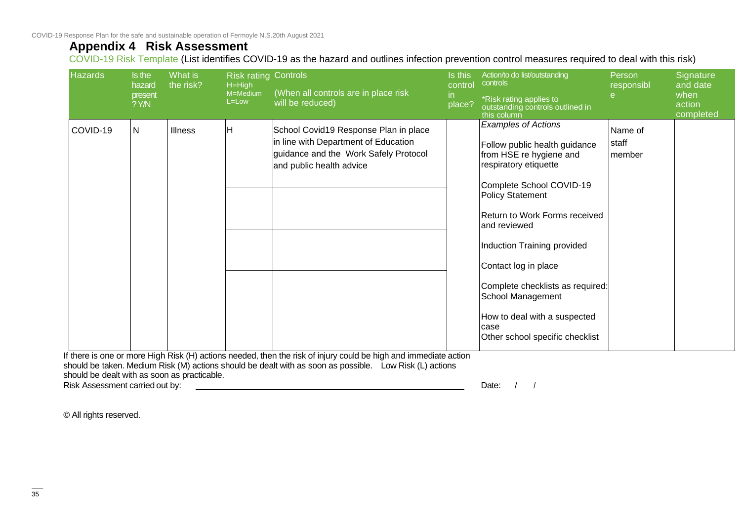## Appendix 4 Risk Assessment

COVID-19 Risk Template (List identifies COVID-19 as the hazard and outlines infection prevention control measures required to deal with this risk)

| Hazards | Is the hazard present ? Y/N | What is the risk? | Risk rating H=High M=Medium L=Low | Controls (When all controls are in place risk will be reduced) | Is this control in place? | Action/to do list/outstanding controls *Risk rating applies to outstanding controls outlined in this column | Person responsible | Signature and date when action completed |
|---|---|---|---|---|---|---|---|---|
| COVID-19 | N | Illness | H | School Covid19 Response Plan in place in line with Department of Education guidance and the Work Safely Protocol and public health advice | | *Examples of Actions*<br>Follow public health guidance from HSE re hygiene and respiratory etiquette<br>Complete School COVID-19 Policy Statement<br>Return to Work Forms received and reviewed<br>Induction Training provided<br>Contact log in place<br>Complete checklists as required: School Management<br>How to deal with a suspected case<br>Other school specific checklist | Name of staff member | |
| | | | | | | | | |
| | | | | | | | | |
| | | | | | | | | |

If there is one or more High Risk (H) actions needed, then the risk of injury could be high and immediate action should be taken. Medium Risk (M) actions should be dealt with as soon as possible. Low Risk (L) actions should be dealt with as soon as practicable.

Risk Assessment carried out by: ______________________ Date: / /

© All rights reserved.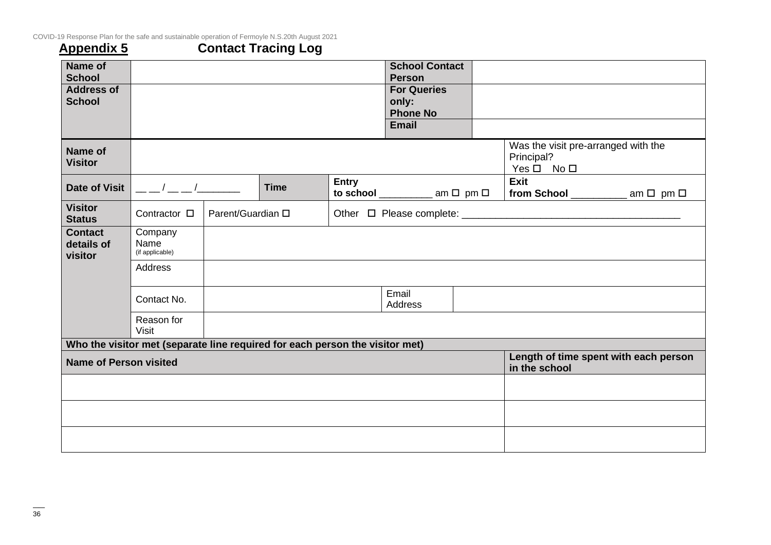## Appendix 5 Contact Tracing Log

| | | | |
|---|---|---|---|
| **Name of School** | | **School Contact Person** | |
| **Address of School** | | **For Queries only: Phone No** | |
| | | **Email** | |

| | | | | | |
|---|---|---|---|---|---|
| **Name of Visitor** | | | | | Was the visit pre-arranged with the Principal? Yes ☐ No ☐ |
| **Date of Visit** | __ __ / __ __ /________ | | **Time** | **Entry to school** _________ am ☐ pm ☐ | **Exit from School** __________ am ☐ pm ☐ |
| **Visitor Status** | Contractor ☐ | Parent/Guardian ☐ | | Other ☐ Please complete: _______________________________________ | |
| **Contact details of visitor** | Company Name (if applicable) | | | | |
| | Address | | | | |
| | Contact No. | | | Email Address | |
| | Reason for Visit | | | | |

| **Who the visitor met (separate line required for each person the visitor met)** | |
|---|---|
| **Name of Person visited** | **Length of time spent with each person in the school** |
| | |
| | |
| | |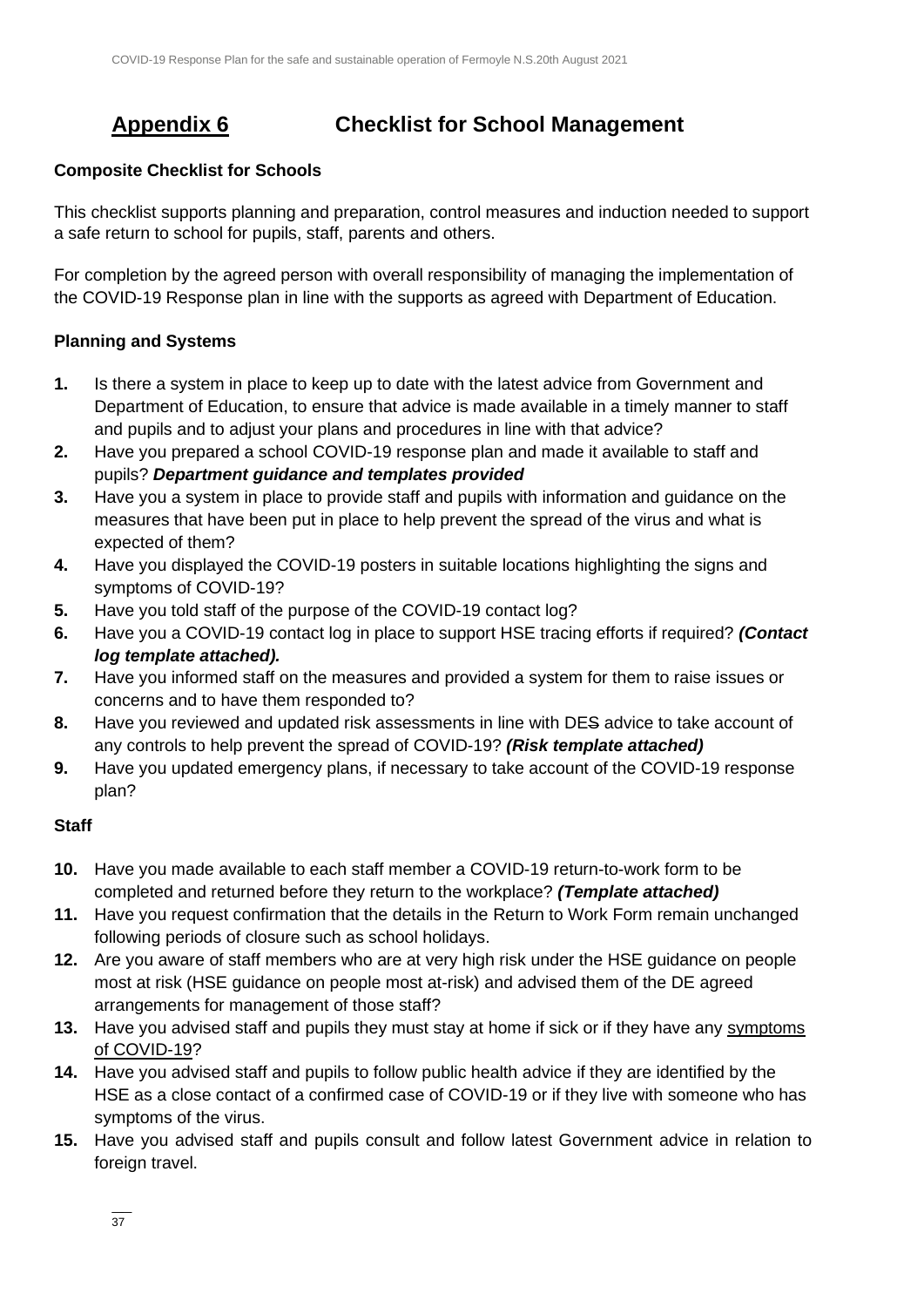# Appendix 6 Checklist for School Management

**Composite Checklist for Schools**

This checklist supports planning and preparation, control measures and induction needed to support a safe return to school for pupils, staff, parents and others.

For completion by the agreed person with overall responsibility of managing the implementation of the COVID-19 Response plan in line with the supports as agreed with Department of Education.

**Planning and Systems**

1. Is there a system in place to keep up to date with the latest advice from Government and Department of Education, to ensure that advice is made available in a timely manner to staff and pupils and to adjust your plans and procedures in line with that advice?
2. Have you prepared a school COVID-19 response plan and made it available to staff and pupils? ***Department guidance and templates provided***
3. Have you a system in place to provide staff and pupils with information and guidance on the measures that have been put in place to help prevent the spread of the virus and what is expected of them?
4. Have you displayed the COVID-19 posters in suitable locations highlighting the signs and symptoms of COVID-19?
5. Have you told staff of the purpose of the COVID-19 contact log?
6. Have you a COVID-19 contact log in place to support HSE tracing efforts if required? ***(Contact log template attached).***
7. Have you informed staff on the measures and provided a system for them to raise issues or concerns and to have them responded to?
8. Have you reviewed and updated risk assessments in line with DE~~S~~ advice to take account of any controls to help prevent the spread of COVID-19? ***(Risk template attached)***
9. Have you updated emergency plans, if necessary to take account of the COVID-19 response plan?

**Staff**

10. Have you made available to each staff member a COVID-19 return-to-work form to be completed and returned before they return to the workplace? ***(Template attached)***
11. Have you request confirmation that the details in the Return to Work Form remain unchanged following periods of closure such as school holidays.
12. Are you aware of staff members who are at very high risk under the HSE guidance on people most at risk (HSE guidance on people most at-risk) and advised them of the DE agreed arrangements for management of those staff?
13. Have you advised staff and pupils they must stay at home if sick or if they have any symptoms of COVID-19?
14. Have you advised staff and pupils to follow public health advice if they are identified by the HSE as a close contact of a confirmed case of COVID-19 or if they live with someone who has symptoms of the virus.
15. Have you advised staff and pupils consult and follow latest Government advice in relation to foreign travel.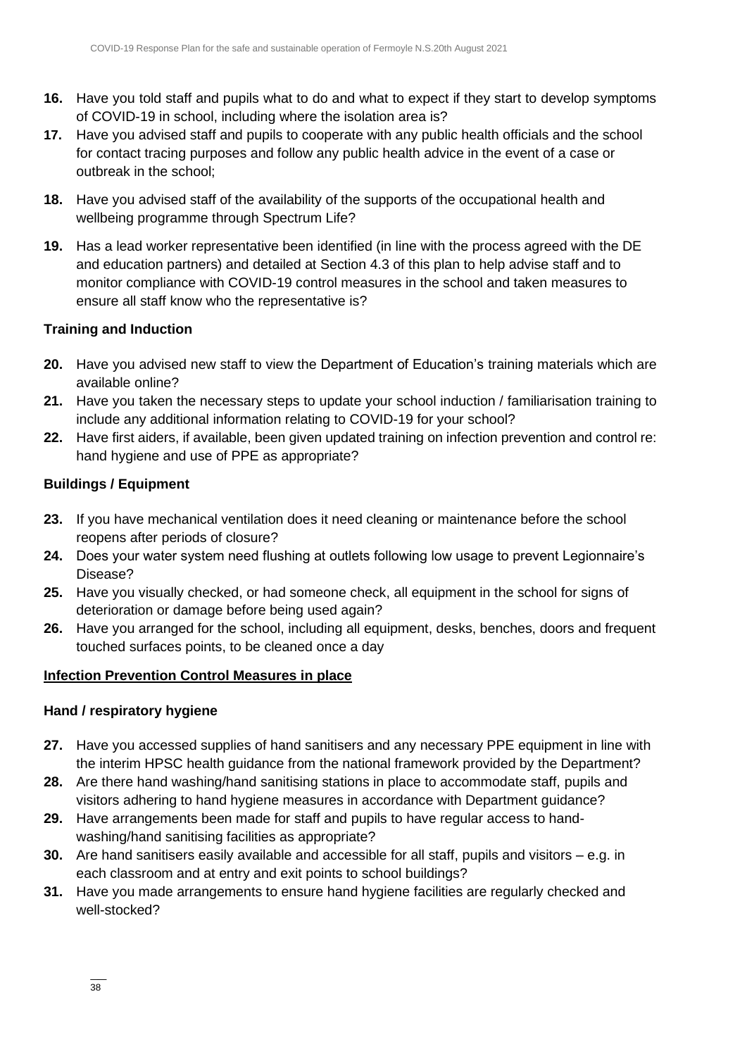**16.** Have you told staff and pupils what to do and what to expect if they start to develop symptoms of COVID-19 in school, including where the isolation area is?

**17.** Have you advised staff and pupils to cooperate with any public health officials and the school for contact tracing purposes and follow any public health advice in the event of a case or outbreak in the school;

**18.** Have you advised staff of the availability of the supports of the occupational health and wellbeing programme through Spectrum Life?

**19.** Has a lead worker representative been identified (in line with the process agreed with the DE and education partners) and detailed at Section 4.3 of this plan to help advise staff and to monitor compliance with COVID-19 control measures in the school and taken measures to ensure all staff know who the representative is?

**Training and Induction**

**20.** Have you advised new staff to view the Department of Education's training materials which are available online?

**21.** Have you taken the necessary steps to update your school induction / familiarisation training to include any additional information relating to COVID-19 for your school?

**22.** Have first aiders, if available, been given updated training on infection prevention and control re: hand hygiene and use of PPE as appropriate?

**Buildings / Equipment**

**23.** If you have mechanical ventilation does it need cleaning or maintenance before the school reopens after periods of closure?

**24.** Does your water system need flushing at outlets following low usage to prevent Legionnaire's Disease?

**25.** Have you visually checked, or had someone check, all equipment in the school for signs of deterioration or damage before being used again?

**26.** Have you arranged for the school, including all equipment, desks, benches, doors and frequent touched surfaces points, to be cleaned once a day

**Infection Prevention Control Measures in place**

**Hand / respiratory hygiene**

**27.** Have you accessed supplies of hand sanitisers and any necessary PPE equipment in line with the interim HPSC health guidance from the national framework provided by the Department?

**28.** Are there hand washing/hand sanitising stations in place to accommodate staff, pupils and visitors adhering to hand hygiene measures in accordance with Department guidance?

**29.** Have arrangements been made for staff and pupils to have regular access to hand-washing/hand sanitising facilities as appropriate?

**30.** Are hand sanitisers easily available and accessible for all staff, pupils and visitors – e.g. in each classroom and at entry and exit points to school buildings?

**31.** Have you made arrangements to ensure hand hygiene facilities are regularly checked and well-stocked?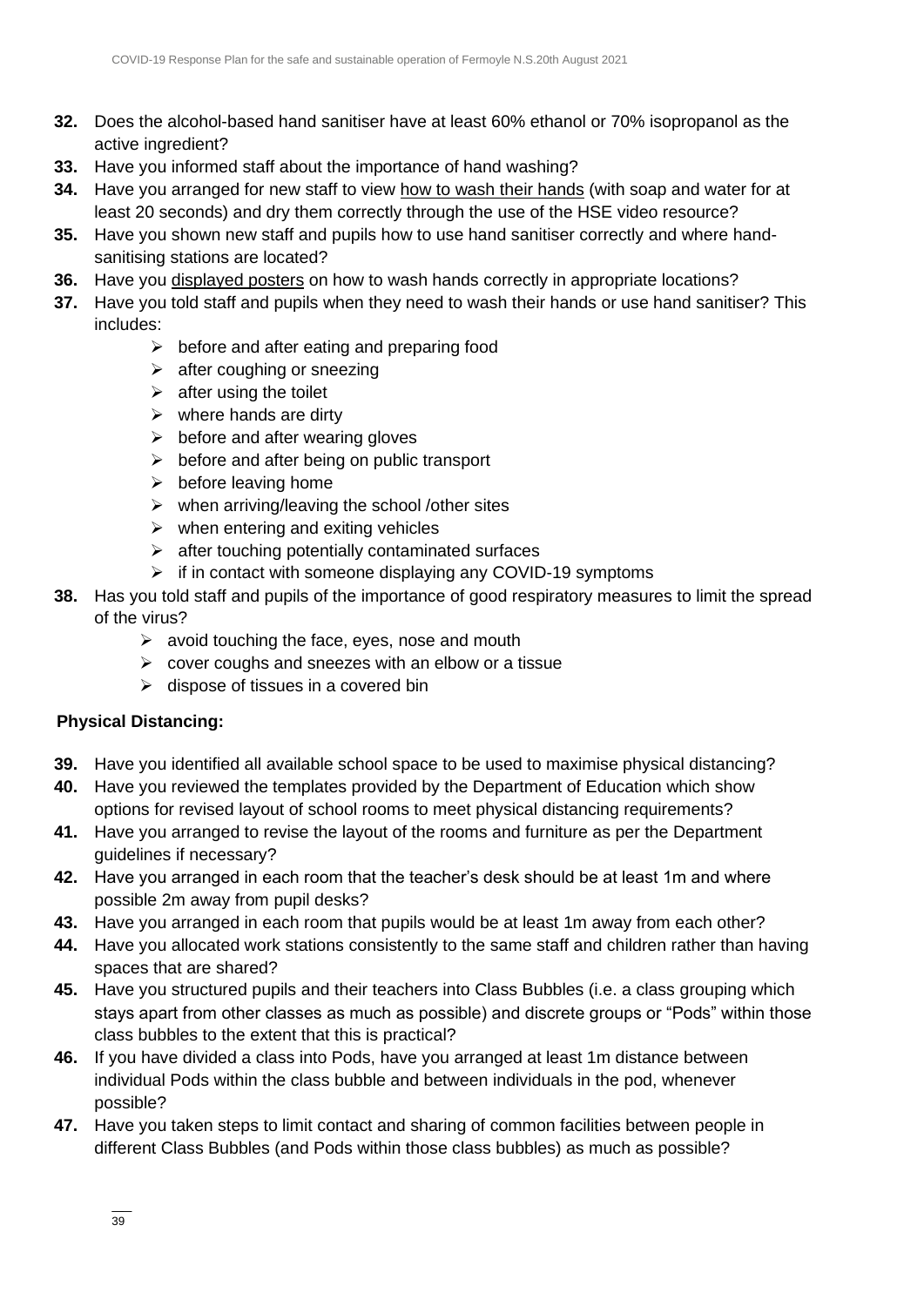**32.** Does the alcohol-based hand sanitiser have at least 60% ethanol or 70% isopropanol as the active ingredient?

**33.** Have you informed staff about the importance of hand washing?

**34.** Have you arranged for new staff to view how to wash their hands (with soap and water for at least 20 seconds) and dry them correctly through the use of the HSE video resource?

**35.** Have you shown new staff and pupils how to use hand sanitiser correctly and where hand-sanitising stations are located?

**36.** Have you displayed posters on how to wash hands correctly in appropriate locations?

**37.** Have you told staff and pupils when they need to wash their hands or use hand sanitiser? This includes:

- before and after eating and preparing food
- after coughing or sneezing
- after using the toilet
- where hands are dirty
- before and after wearing gloves
- before and after being on public transport
- before leaving home
- when arriving/leaving the school /other sites
- when entering and exiting vehicles
- after touching potentially contaminated surfaces
- if in contact with someone displaying any COVID-19 symptoms

**38.** Has you told staff and pupils of the importance of good respiratory measures to limit the spread of the virus?

- avoid touching the face, eyes, nose and mouth
- cover coughs and sneezes with an elbow or a tissue
- dispose of tissues in a covered bin

**Physical Distancing:**

**39.** Have you identified all available school space to be used to maximise physical distancing?

**40.** Have you reviewed the templates provided by the Department of Education which show options for revised layout of school rooms to meet physical distancing requirements?

**41.** Have you arranged to revise the layout of the rooms and furniture as per the Department guidelines if necessary?

**42.** Have you arranged in each room that the teacher's desk should be at least 1m and where possible 2m away from pupil desks?

**43.** Have you arranged in each room that pupils would be at least 1m away from each other?

**44.** Have you allocated work stations consistently to the same staff and children rather than having spaces that are shared?

**45.** Have you structured pupils and their teachers into Class Bubbles (i.e. a class grouping which stays apart from other classes as much as possible) and discrete groups or "Pods" within those class bubbles to the extent that this is practical?

**46.** If you have divided a class into Pods, have you arranged at least 1m distance between individual Pods within the class bubble and between individuals in the pod, whenever possible?

**47.** Have you taken steps to limit contact and sharing of common facilities between people in different Class Bubbles (and Pods within those class bubbles) as much as possible?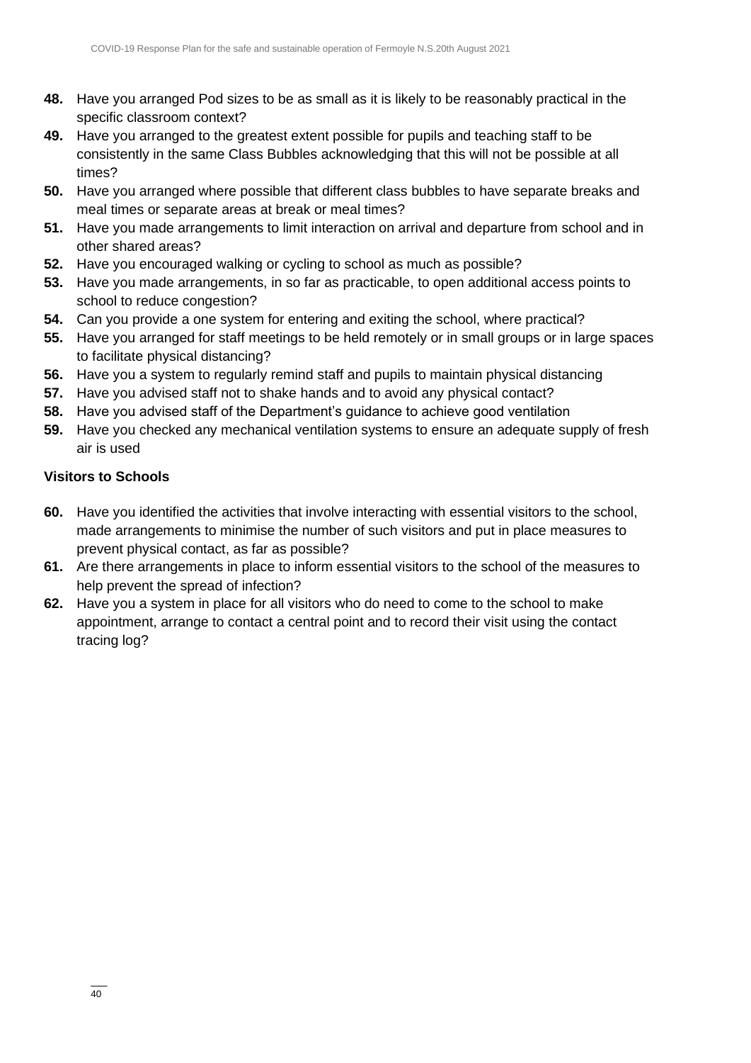**48.** Have you arranged Pod sizes to be as small as it is likely to be reasonably practical in the specific classroom context?

**49.** Have you arranged to the greatest extent possible for pupils and teaching staff to be consistently in the same Class Bubbles acknowledging that this will not be possible at all times?

**50.** Have you arranged where possible that different class bubbles to have separate breaks and meal times or separate areas at break or meal times?

**51.** Have you made arrangements to limit interaction on arrival and departure from school and in other shared areas?

**52.** Have you encouraged walking or cycling to school as much as possible?

**53.** Have you made arrangements, in so far as practicable, to open additional access points to school to reduce congestion?

**54.** Can you provide a one system for entering and exiting the school, where practical?

**55.** Have you arranged for staff meetings to be held remotely or in small groups or in large spaces to facilitate physical distancing?

**56.** Have you a system to regularly remind staff and pupils to maintain physical distancing

**57.** Have you advised staff not to shake hands and to avoid any physical contact?

**58.** Have you advised staff of the Department's guidance to achieve good ventilation

**59.** Have you checked any mechanical ventilation systems to ensure an adequate supply of fresh air is used

**Visitors to Schools**

**60.** Have you identified the activities that involve interacting with essential visitors to the school, made arrangements to minimise the number of such visitors and put in place measures to prevent physical contact, as far as possible?

**61.** Are there arrangements in place to inform essential visitors to the school of the measures to help prevent the spread of infection?

**62.** Have you a system in place for all visitors who do need to come to the school to make appointment, arrange to contact a central point and to record their visit using the contact tracing log?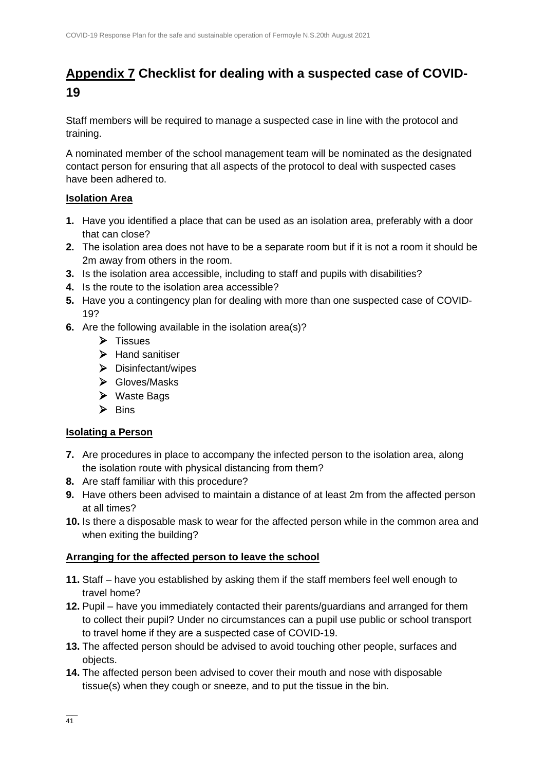# Appendix 7 Checklist for dealing with a suspected case of COVID-19

Staff members will be required to manage a suspected case in line with the protocol and training.

A nominated member of the school management team will be nominated as the designated contact person for ensuring that all aspects of the protocol to deal with suspected cases have been adhered to.

**Isolation Area**

1. Have you identified a place that can be used as an isolation area, preferably with a door that can close?
2. The isolation area does not have to be a separate room but if it is not a room it should be 2m away from others in the room.
3. Is the isolation area accessible, including to staff and pupils with disabilities?
4. Is the route to the isolation area accessible?
5. Have you a contingency plan for dealing with more than one suspected case of COVID-19?
6. Are the following available in the isolation area(s)?
   - Tissues
   - Hand sanitiser
   - Disinfectant/wipes
   - Gloves/Masks
   - Waste Bags
   - Bins

**Isolating a Person**

7. Are procedures in place to accompany the infected person to the isolation area, along the isolation route with physical distancing from them?
8. Are staff familiar with this procedure?
9. Have others been advised to maintain a distance of at least 2m from the affected person at all times?
10. Is there a disposable mask to wear for the affected person while in the common area and when exiting the building?

**Arranging for the affected person to leave the school**

11. Staff – have you established by asking them if the staff members feel well enough to travel home?
12. Pupil – have you immediately contacted their parents/guardians and arranged for them to collect their pupil? Under no circumstances can a pupil use public or school transport to travel home if they are a suspected case of COVID-19.
13. The affected person should be advised to avoid touching other people, surfaces and objects.
14. The affected person been advised to cover their mouth and nose with disposable tissue(s) when they cough or sneeze, and to put the tissue in the bin.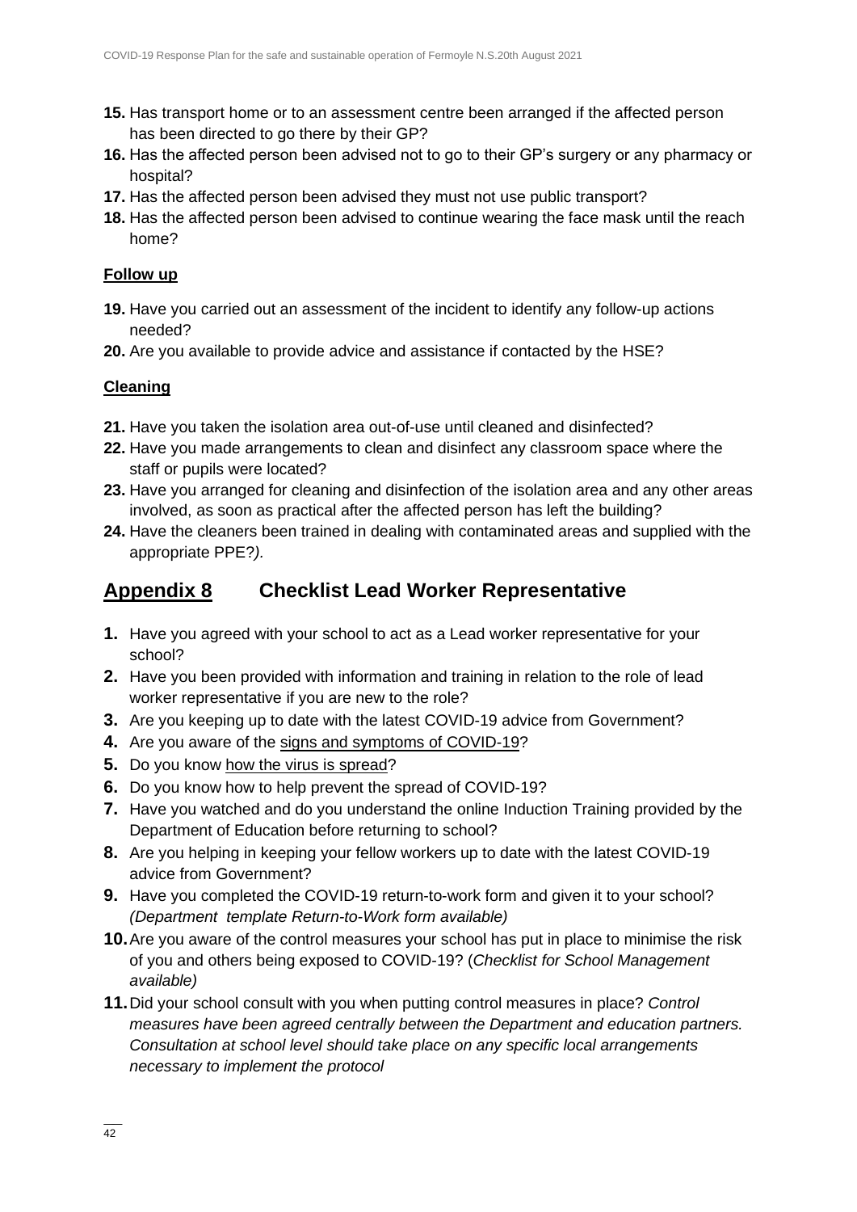**15.** Has transport home or to an assessment centre been arranged if the affected person has been directed to go there by their GP?

**16.** Has the affected person been advised not to go to their GP's surgery or any pharmacy or hospital?

**17.** Has the affected person been advised they must not use public transport?

**18.** Has the affected person been advised to continue wearing the face mask until the reach home?

**Follow up**

**19.** Have you carried out an assessment of the incident to identify any follow-up actions needed?

**20.** Are you available to provide advice and assistance if contacted by the HSE?

**Cleaning**

**21.** Have you taken the isolation area out-of-use until cleaned and disinfected?

**22.** Have you made arrangements to clean and disinfect any classroom space where the staff or pupils were located?

**23.** Have you arranged for cleaning and disinfection of the isolation area and any other areas involved, as soon as practical after the affected person has left the building?

**24.** Have the cleaners been trained in dealing with contaminated areas and supplied with the appropriate PPE?*)*.

## Appendix 8 Checklist Lead Worker Representative

**1.** Have you agreed with your school to act as a Lead worker representative for your school?

**2.** Have you been provided with information and training in relation to the role of lead worker representative if you are new to the role?

**3.** Are you keeping up to date with the latest COVID-19 advice from Government?

**4.** Are you aware of the signs and symptoms of COVID-19?

**5.** Do you know how the virus is spread?

**6.** Do you know how to help prevent the spread of COVID-19?

**7.** Have you watched and do you understand the online Induction Training provided by the Department of Education before returning to school?

**8.** Are you helping in keeping your fellow workers up to date with the latest COVID-19 advice from Government?

**9.** Have you completed the COVID-19 return-to-work form and given it to your school? *(Department template Return-to-Work form available)*

**10.** Are you aware of the control measures your school has put in place to minimise the risk of you and others being exposed to COVID-19? (*Checklist for School Management available)*

**11.** Did your school consult with you when putting control measures in place? *Control measures have been agreed centrally between the Department and education partners. Consultation at school level should take place on any specific local arrangements necessary to implement the protocol*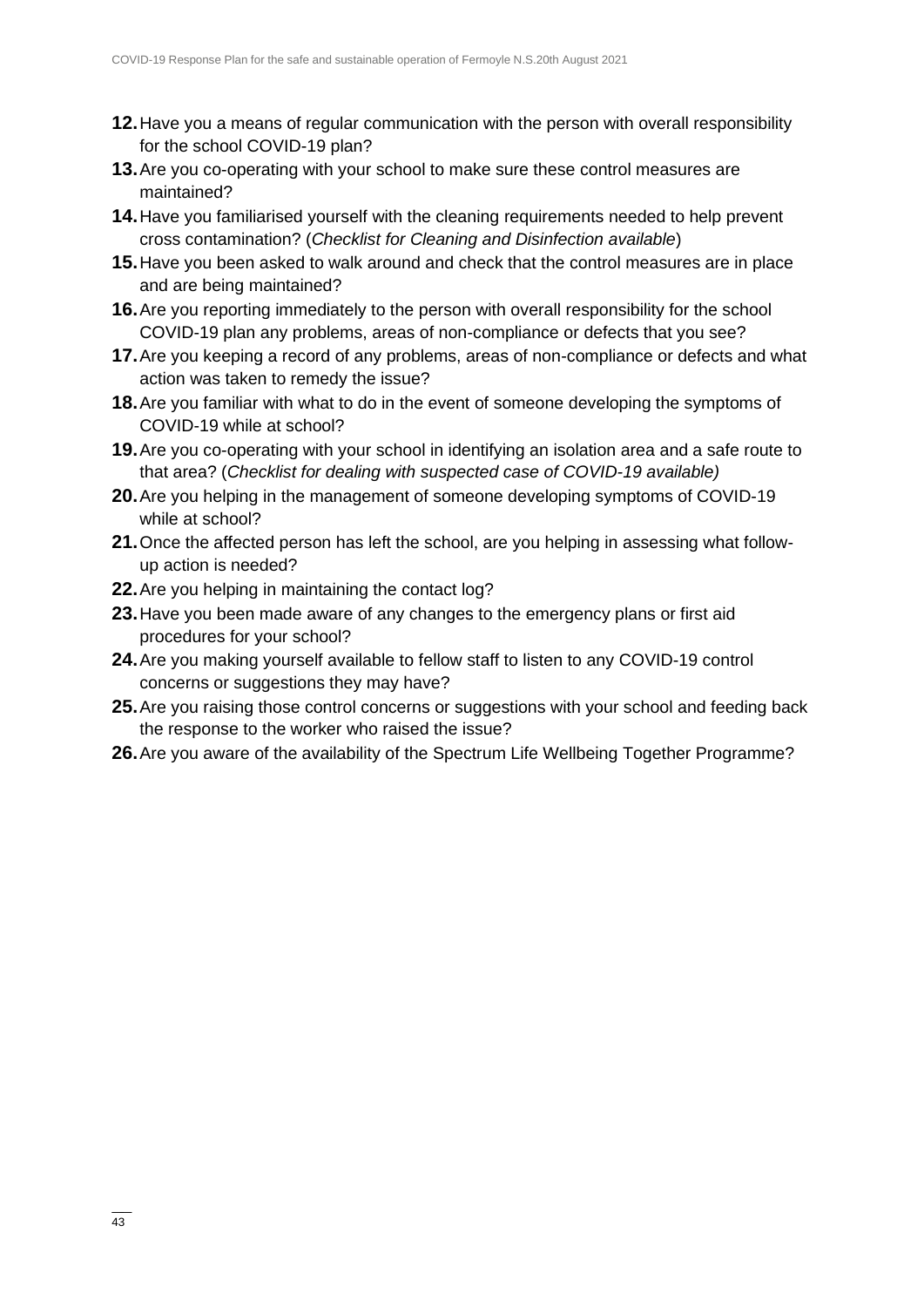12. Have you a means of regular communication with the person with overall responsibility for the school COVID-19 plan?
13. Are you co-operating with your school to make sure these control measures are maintained?
14. Have you familiarised yourself with the cleaning requirements needed to help prevent cross contamination? (*Checklist for Cleaning and Disinfection available*)
15. Have you been asked to walk around and check that the control measures are in place and are being maintained?
16. Are you reporting immediately to the person with overall responsibility for the school COVID-19 plan any problems, areas of non-compliance or defects that you see?
17. Are you keeping a record of any problems, areas of non-compliance or defects and what action was taken to remedy the issue?
18. Are you familiar with what to do in the event of someone developing the symptoms of COVID-19 while at school?
19. Are you co-operating with your school in identifying an isolation area and a safe route to that area? (*Checklist for dealing with suspected case of COVID-19 available)*
20. Are you helping in the management of someone developing symptoms of COVID-19 while at school?
21. Once the affected person has left the school, are you helping in assessing what follow-up action is needed?
22. Are you helping in maintaining the contact log?
23. Have you been made aware of any changes to the emergency plans or first aid procedures for your school?
24. Are you making yourself available to fellow staff to listen to any COVID-19 control concerns or suggestions they may have?
25. Are you raising those control concerns or suggestions with your school and feeding back the response to the worker who raised the issue?
26. Are you aware of the availability of the Spectrum Life Wellbeing Together Programme?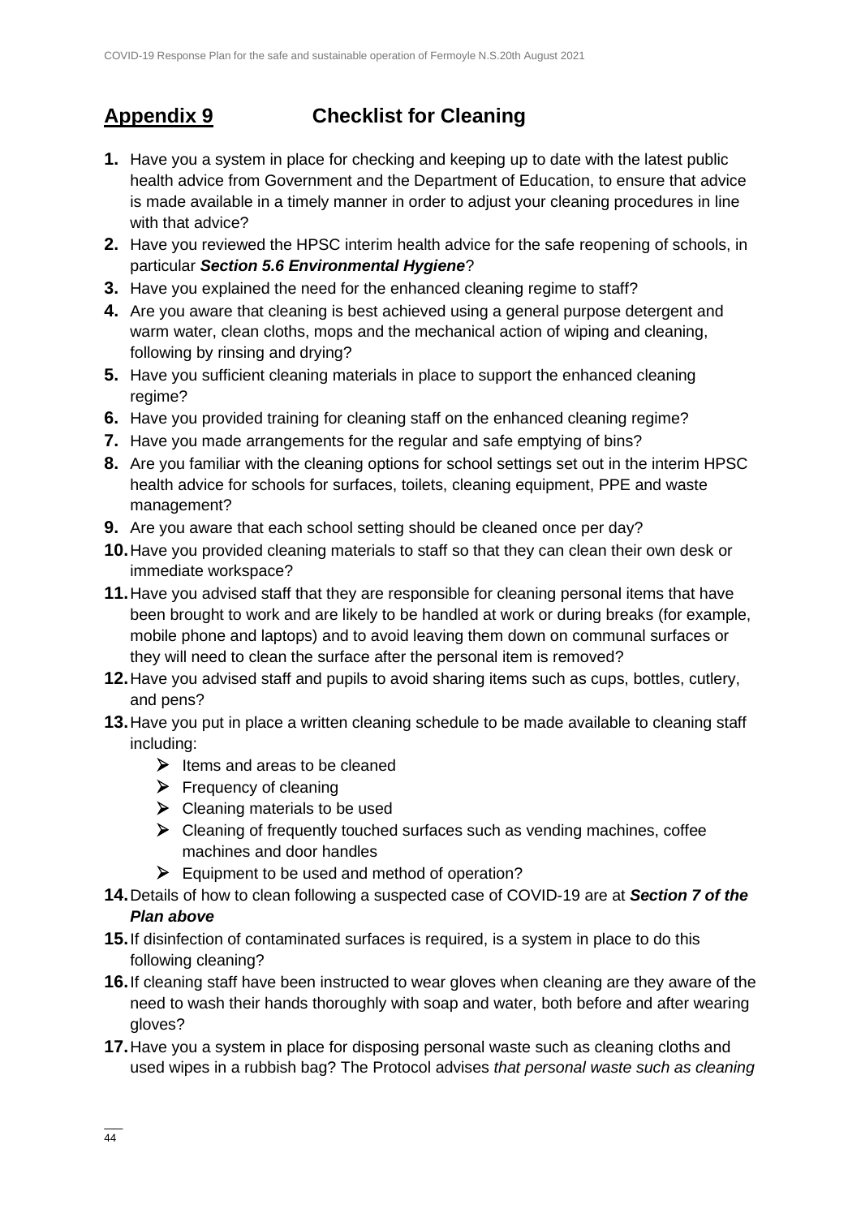## **Appendix 9** **Checklist for Cleaning**

1. Have you a system in place for checking and keeping up to date with the latest public health advice from Government and the Department of Education, to ensure that advice is made available in a timely manner in order to adjust your cleaning procedures in line with that advice?
2. Have you reviewed the HPSC interim health advice for the safe reopening of schools, in particular ***Section 5.6 Environmental Hygiene***?
3. Have you explained the need for the enhanced cleaning regime to staff?
4. Are you aware that cleaning is best achieved using a general purpose detergent and warm water, clean cloths, mops and the mechanical action of wiping and cleaning, following by rinsing and drying?
5. Have you sufficient cleaning materials in place to support the enhanced cleaning regime?
6. Have you provided training for cleaning staff on the enhanced cleaning regime?
7. Have you made arrangements for the regular and safe emptying of bins?
8. Are you familiar with the cleaning options for school settings set out in the interim HPSC health advice for schools for surfaces, toilets, cleaning equipment, PPE and waste management?
9. Are you aware that each school setting should be cleaned once per day?
10. Have you provided cleaning materials to staff so that they can clean their own desk or immediate workspace?
11. Have you advised staff that they are responsible for cleaning personal items that have been brought to work and are likely to be handled at work or during breaks (for example, mobile phone and laptops) and to avoid leaving them down on communal surfaces or they will need to clean the surface after the personal item is removed?
12. Have you advised staff and pupils to avoid sharing items such as cups, bottles, cutlery, and pens?
13. Have you put in place a written cleaning schedule to be made available to cleaning staff including:
    - Items and areas to be cleaned
    - Frequency of cleaning
    - Cleaning materials to be used
    - Cleaning of frequently touched surfaces such as vending machines, coffee machines and door handles
    - Equipment to be used and method of operation?
14. Details of how to clean following a suspected case of COVID-19 are at ***Section 7 of the Plan above***
15. If disinfection of contaminated surfaces is required, is a system in place to do this following cleaning?
16. If cleaning staff have been instructed to wear gloves when cleaning are they aware of the need to wash their hands thoroughly with soap and water, both before and after wearing gloves?
17. Have you a system in place for disposing personal waste such as cleaning cloths and used wipes in a rubbish bag? The Protocol advises *that personal waste such as cleaning*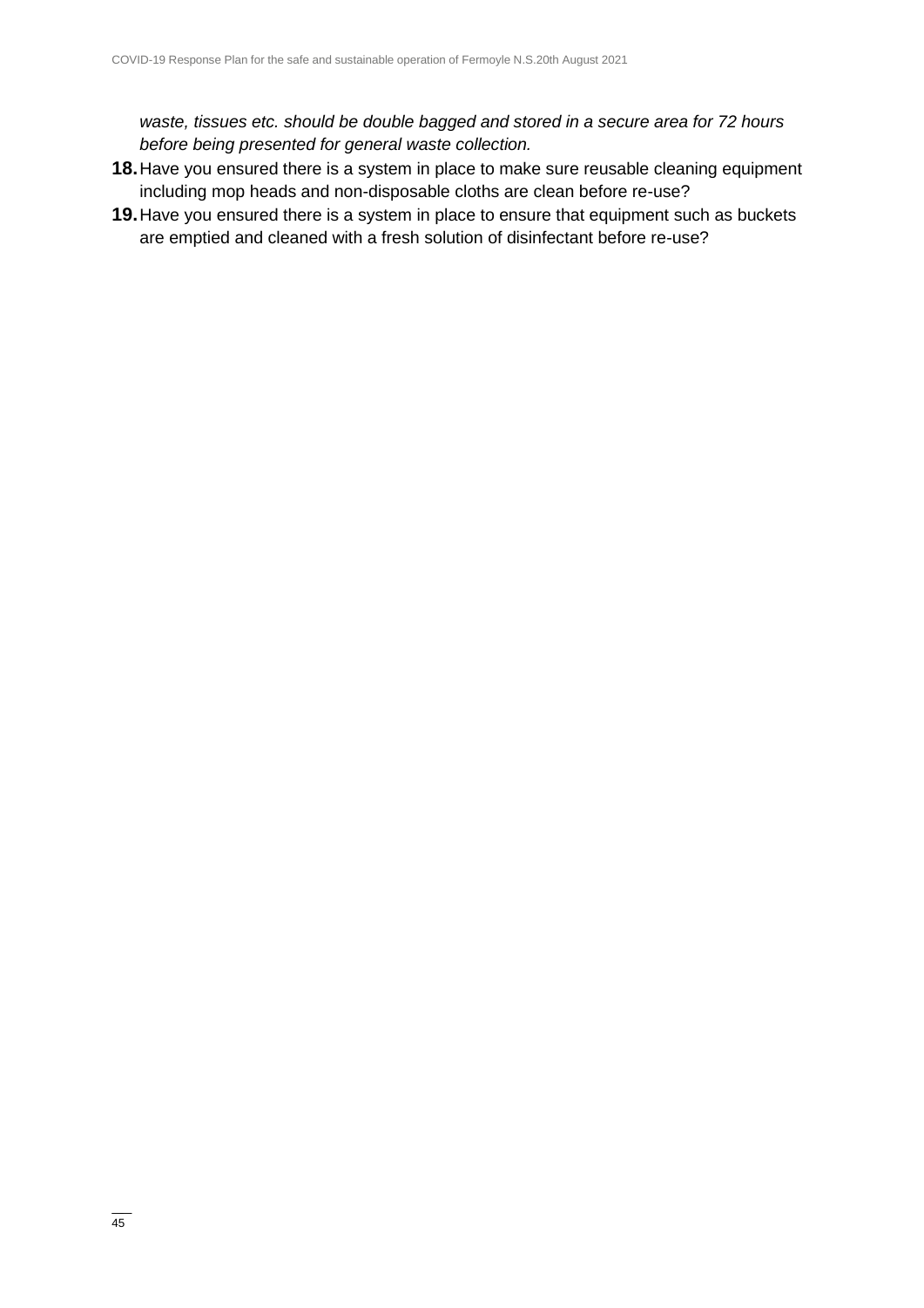*waste, tissues etc. should be double bagged and stored in a secure area for 72 hours before being presented for general waste collection.*

**18.** Have you ensured there is a system in place to make sure reusable cleaning equipment including mop heads and non-disposable cloths are clean before re-use?

**19.** Have you ensured there is a system in place to ensure that equipment such as buckets are emptied and cleaned with a fresh solution of disinfectant before re-use?